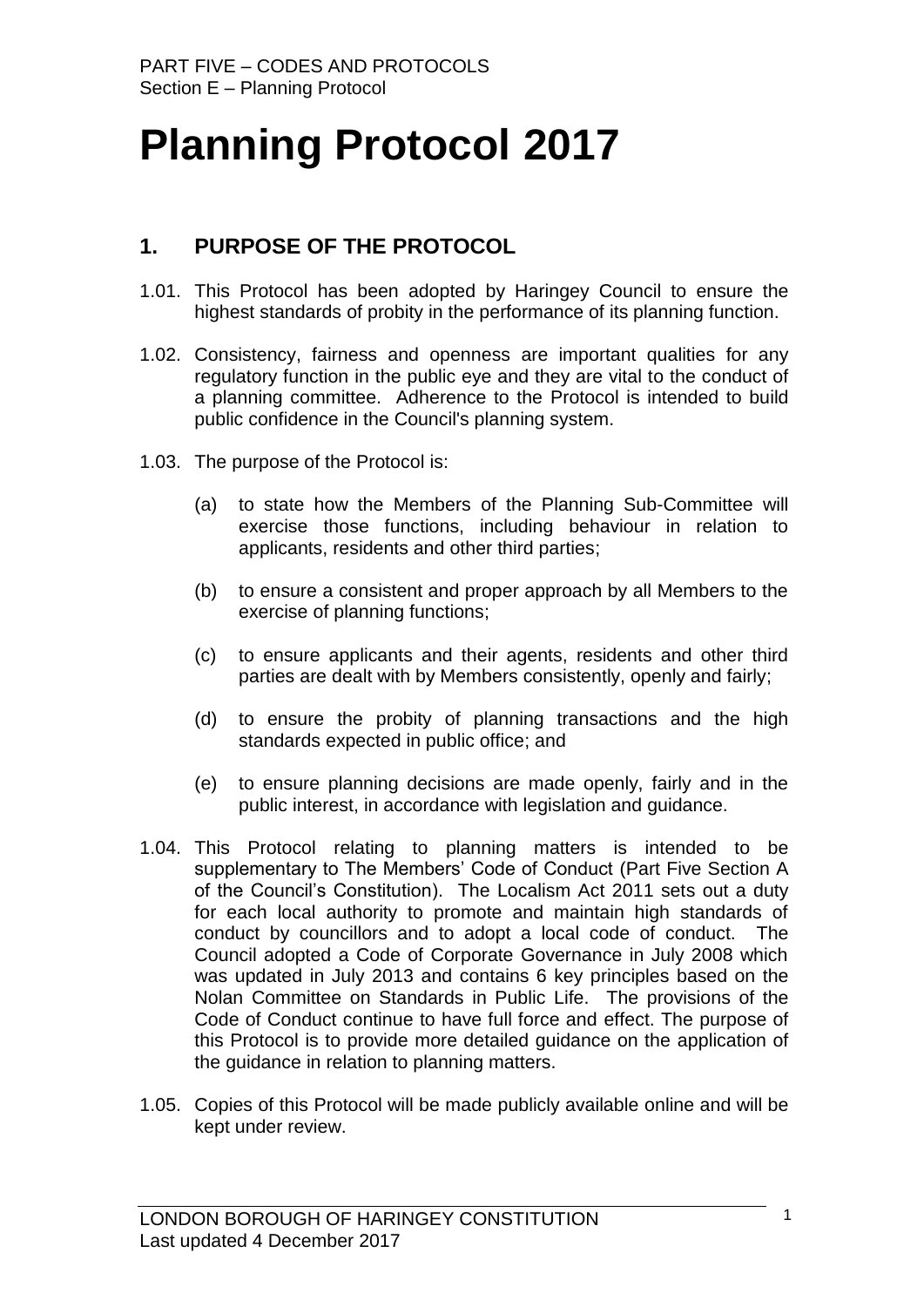# Planning Protocol 2017

## 1. PURPOSE OF THE PROTOCOL

1.01. This Protocol has been adopted by Haringey Council to ensure the highest standards of probity in the performance of its planning function.

1.02. Consistency, fairness and openness are important qualities for any regulatory function in the public eye and they are vital to the conduct of a planning committee. Adherence to the Protocol is intended to build public confidence in the Council's planning system.

1.03. The purpose of the Protocol is:

(a) to state how the Members of the Planning Sub-Committee will exercise those functions, including behaviour in relation to applicants, residents and other third parties;

(b) to ensure a consistent and proper approach by all Members to the exercise of planning functions;

(c) to ensure applicants and their agents, residents and other third parties are dealt with by Members consistently, openly and fairly;

(d) to ensure the probity of planning transactions and the high standards expected in public office; and

(e) to ensure planning decisions are made openly, fairly and in the public interest, in accordance with legislation and guidance.

1.04. This Protocol relating to planning matters is intended to be supplementary to The Members' Code of Conduct (Part Five Section A of the Council's Constitution). The Localism Act 2011 sets out a duty for each local authority to promote and maintain high standards of conduct by councillors and to adopt a local code of conduct. The Council adopted a Code of Corporate Governance in July 2008 which was updated in July 2013 and contains 6 key principles based on the Nolan Committee on Standards in Public Life. The provisions of the Code of Conduct continue to have full force and effect. The purpose of this Protocol is to provide more detailed guidance on the application of the guidance in relation to planning matters.

1.05. Copies of this Protocol will be made publicly available online and will be kept under review.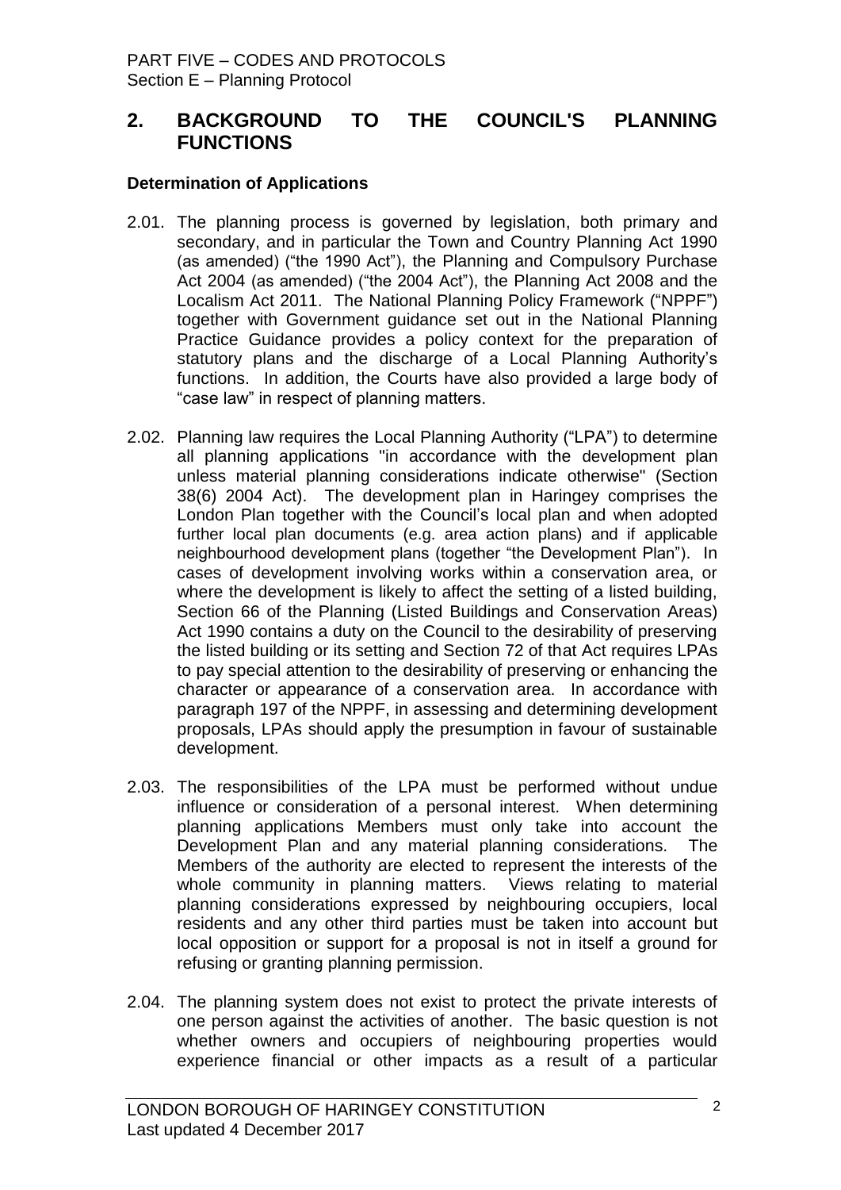## 2. BACKGROUND TO THE COUNCIL'S PLANNING FUNCTIONS

### Determination of Applications

2.01. The planning process is governed by legislation, both primary and secondary, and in particular the Town and Country Planning Act 1990 (as amended) ("the 1990 Act"), the Planning and Compulsory Purchase Act 2004 (as amended) ("the 2004 Act"), the Planning Act 2008 and the Localism Act 2011. The National Planning Policy Framework ("NPPF") together with Government guidance set out in the National Planning Practice Guidance provides a policy context for the preparation of statutory plans and the discharge of a Local Planning Authority's functions. In addition, the Courts have also provided a large body of "case law" in respect of planning matters.

2.02. Planning law requires the Local Planning Authority ("LPA") to determine all planning applications "in accordance with the development plan unless material planning considerations indicate otherwise" (Section 38(6) 2004 Act). The development plan in Haringey comprises the London Plan together with the Council's local plan and when adopted further local plan documents (e.g. area action plans) and if applicable neighbourhood development plans (together "the Development Plan"). In cases of development involving works within a conservation area, or where the development is likely to affect the setting of a listed building, Section 66 of the Planning (Listed Buildings and Conservation Areas) Act 1990 contains a duty on the Council to the desirability of preserving the listed building or its setting and Section 72 of that Act requires LPAs to pay special attention to the desirability of preserving or enhancing the character or appearance of a conservation area. In accordance with paragraph 197 of the NPPF, in assessing and determining development proposals, LPAs should apply the presumption in favour of sustainable development.

2.03. The responsibilities of the LPA must be performed without undue influence or consideration of a personal interest. When determining planning applications Members must only take into account the Development Plan and any material planning considerations. The Members of the authority are elected to represent the interests of the whole community in planning matters. Views relating to material planning considerations expressed by neighbouring occupiers, local residents and any other third parties must be taken into account but local opposition or support for a proposal is not in itself a ground for refusing or granting planning permission.

2.04. The planning system does not exist to protect the private interests of one person against the activities of another. The basic question is not whether owners and occupiers of neighbouring properties would experience financial or other impacts as a result of a particular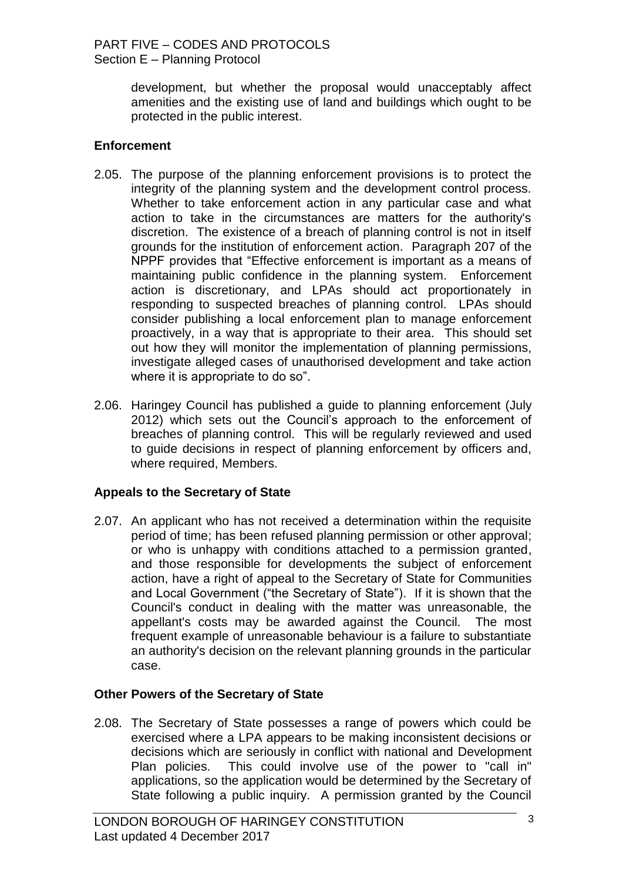development, but whether the proposal would unacceptably affect amenities and the existing use of land and buildings which ought to be protected in the public interest.

### Enforcement

2.05. The purpose of the planning enforcement provisions is to protect the integrity of the planning system and the development control process. Whether to take enforcement action in any particular case and what action to take in the circumstances are matters for the authority's discretion. The existence of a breach of planning control is not in itself grounds for the institution of enforcement action. Paragraph 207 of the NPPF provides that "Effective enforcement is important as a means of maintaining public confidence in the planning system. Enforcement action is discretionary, and LPAs should act proportionately in responding to suspected breaches of planning control. LPAs should consider publishing a local enforcement plan to manage enforcement proactively, in a way that is appropriate to their area. This should set out how they will monitor the implementation of planning permissions, investigate alleged cases of unauthorised development and take action where it is appropriate to do so".

2.06. Haringey Council has published a guide to planning enforcement (July 2012) which sets out the Council's approach to the enforcement of breaches of planning control. This will be regularly reviewed and used to guide decisions in respect of planning enforcement by officers and, where required, Members.

### Appeals to the Secretary of State

2.07. An applicant who has not received a determination within the requisite period of time; has been refused planning permission or other approval; or who is unhappy with conditions attached to a permission granted, and those responsible for developments the subject of enforcement action, have a right of appeal to the Secretary of State for Communities and Local Government ("the Secretary of State"). If it is shown that the Council's conduct in dealing with the matter was unreasonable, the appellant's costs may be awarded against the Council. The most frequent example of unreasonable behaviour is a failure to substantiate an authority's decision on the relevant planning grounds in the particular case.

### Other Powers of the Secretary of State

2.08. The Secretary of State possesses a range of powers which could be exercised where a LPA appears to be making inconsistent decisions or decisions which are seriously in conflict with national and Development Plan policies. This could involve use of the power to "call in" applications, so the application would be determined by the Secretary of State following a public inquiry. A permission granted by the Council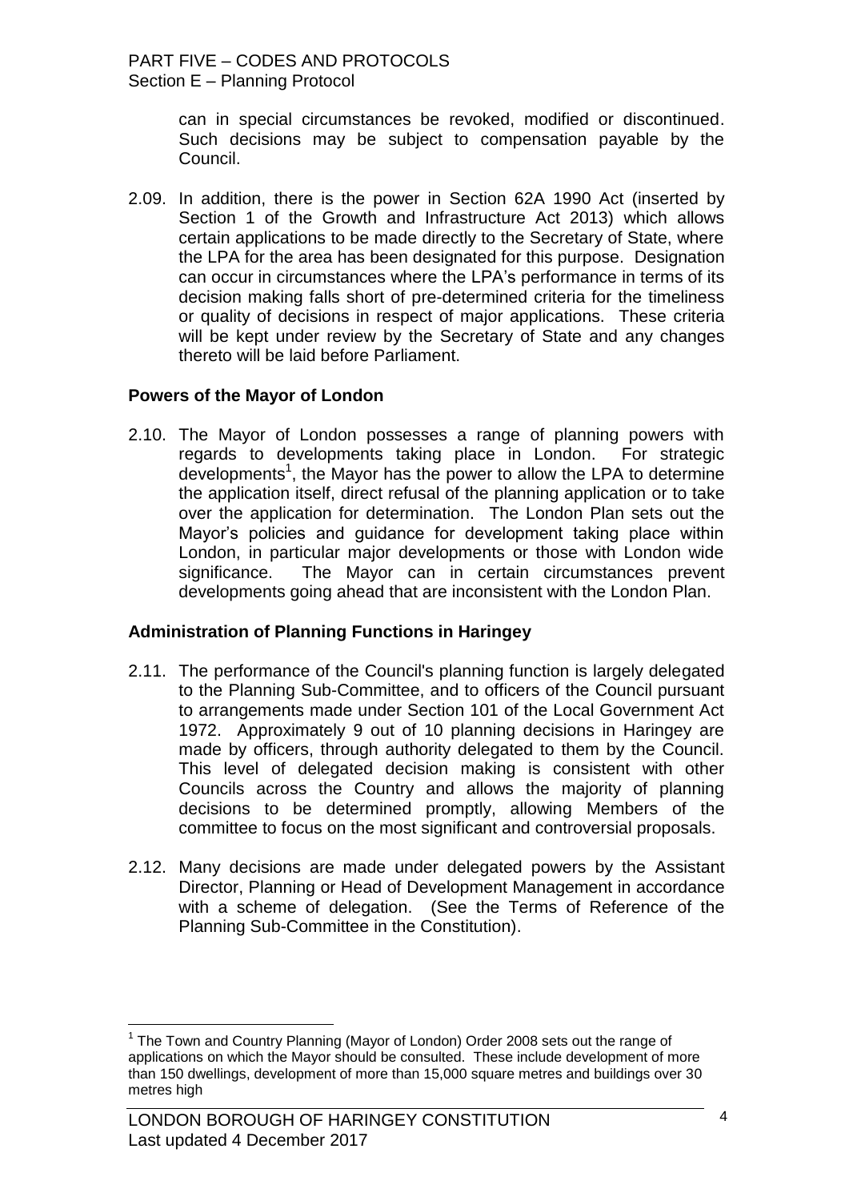can in special circumstances be revoked, modified or discontinued. Such decisions may be subject to compensation payable by the Council.

2.09. In addition, there is the power in Section 62A 1990 Act (inserted by Section 1 of the Growth and Infrastructure Act 2013) which allows certain applications to be made directly to the Secretary of State, where the LPA for the area has been designated for this purpose. Designation can occur in circumstances where the LPA's performance in terms of its decision making falls short of pre-determined criteria for the timeliness or quality of decisions in respect of major applications. These criteria will be kept under review by the Secretary of State and any changes thereto will be laid before Parliament.

**Powers of the Mayor of London**

2.10. The Mayor of London possesses a range of planning powers with regards to developments taking place in London. For strategic developments[1], the Mayor has the power to allow the LPA to determine the application itself, direct refusal of the planning application or to take over the application for determination. The London Plan sets out the Mayor's policies and guidance for development taking place within London, in particular major developments or those with London wide significance. The Mayor can in certain circumstances prevent developments going ahead that are inconsistent with the London Plan.

**Administration of Planning Functions in Haringey**

2.11. The performance of the Council's planning function is largely delegated to the Planning Sub-Committee, and to officers of the Council pursuant to arrangements made under Section 101 of the Local Government Act 1972. Approximately 9 out of 10 planning decisions in Haringey are made by officers, through authority delegated to them by the Council. This level of delegated decision making is consistent with other Councils across the Country and allows the majority of planning decisions to be determined promptly, allowing Members of the committee to focus on the most significant and controversial proposals.

2.12. Many decisions are made under delegated powers by the Assistant Director, Planning or Head of Development Management in accordance with a scheme of delegation. (See the Terms of Reference of the Planning Sub-Committee in the Constitution).

[1] The Town and Country Planning (Mayor of London) Order 2008 sets out the range of applications on which the Mayor should be consulted. These include development of more than 150 dwellings, development of more than 15,000 square metres and buildings over 30 metres high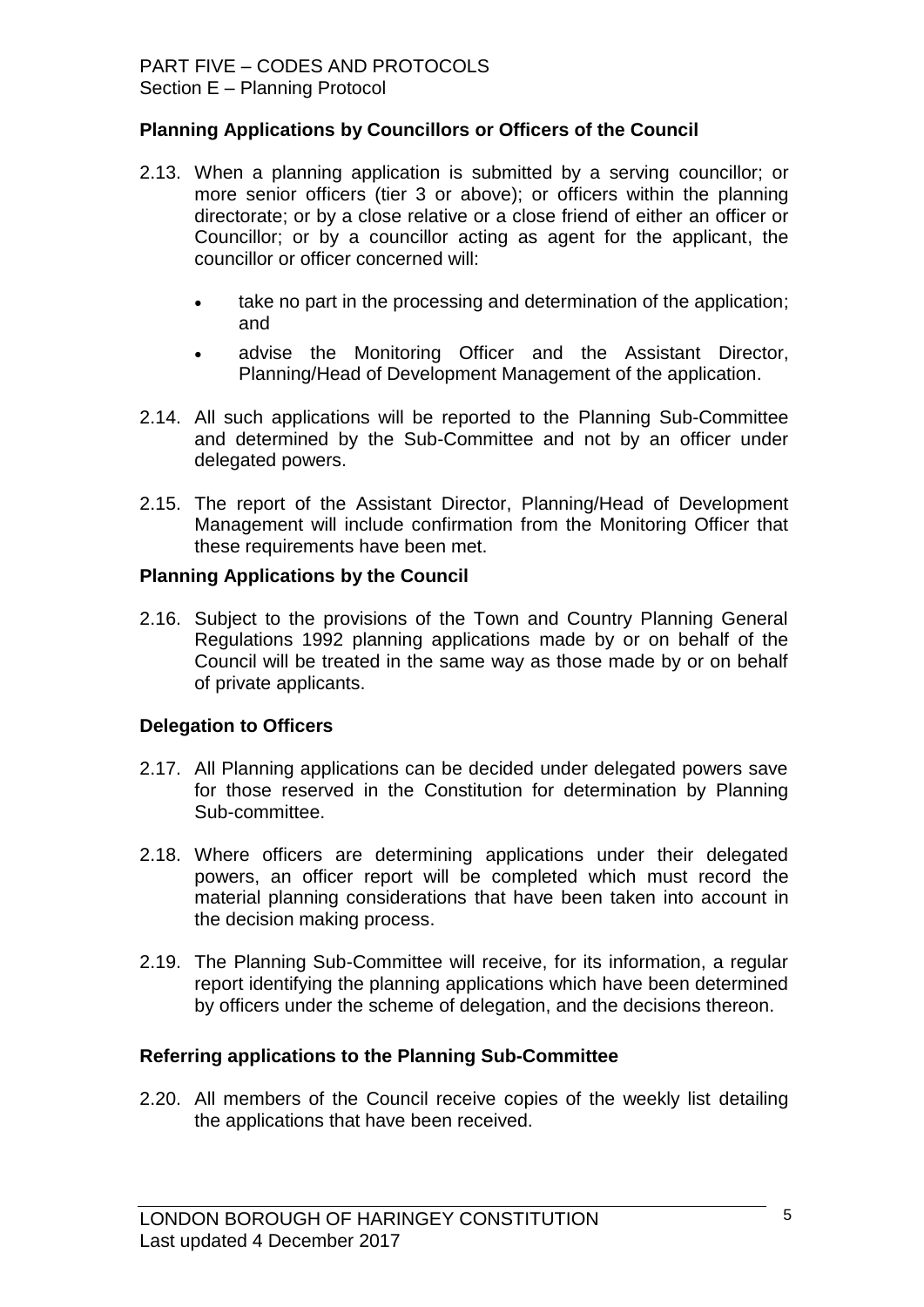**Planning Applications by Councillors or Officers of the Council**

2.13. When a planning application is submitted by a serving councillor; or more senior officers (tier 3 or above); or officers within the planning directorate; or by a close relative or a close friend of either an officer or Councillor; or by a councillor acting as agent for the applicant, the councillor or officer concerned will:

- take no part in the processing and determination of the application; and
- advise the Monitoring Officer and the Assistant Director, Planning/Head of Development Management of the application.

2.14. All such applications will be reported to the Planning Sub-Committee and determined by the Sub-Committee and not by an officer under delegated powers.

2.15. The report of the Assistant Director, Planning/Head of Development Management will include confirmation from the Monitoring Officer that these requirements have been met.

**Planning Applications by the Council**

2.16. Subject to the provisions of the Town and Country Planning General Regulations 1992 planning applications made by or on behalf of the Council will be treated in the same way as those made by or on behalf of private applicants.

**Delegation to Officers**

2.17. All Planning applications can be decided under delegated powers save for those reserved in the Constitution for determination by Planning Sub-committee.

2.18. Where officers are determining applications under their delegated powers, an officer report will be completed which must record the material planning considerations that have been taken into account in the decision making process.

2.19. The Planning Sub-Committee will receive, for its information, a regular report identifying the planning applications which have been determined by officers under the scheme of delegation, and the decisions thereon.

**Referring applications to the Planning Sub-Committee**

2.20. All members of the Council receive copies of the weekly list detailing the applications that have been received.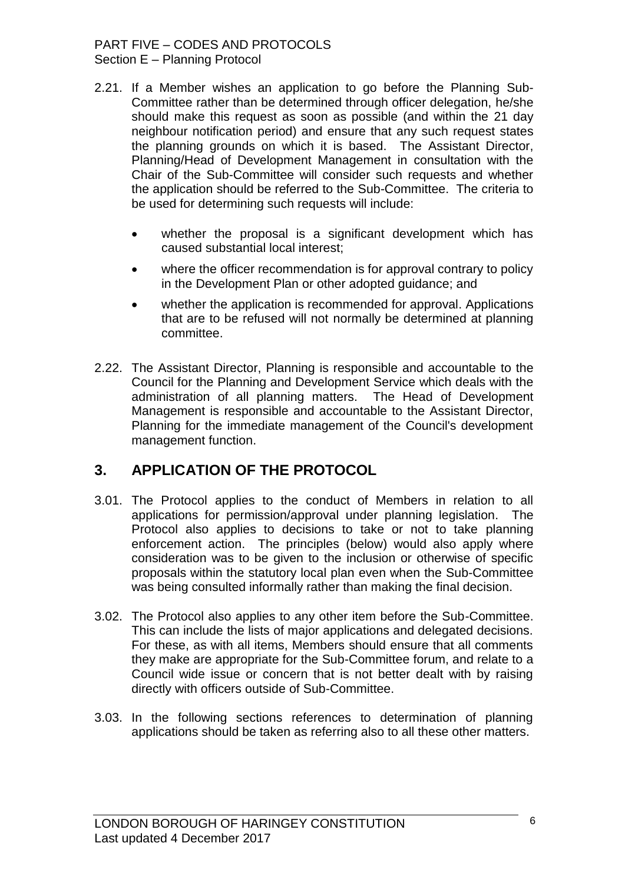2.21. If a Member wishes an application to go before the Planning Sub-Committee rather than be determined through officer delegation, he/she should make this request as soon as possible (and within the 21 day neighbour notification period) and ensure that any such request states the planning grounds on which it is based. The Assistant Director, Planning/Head of Development Management in consultation with the Chair of the Sub-Committee will consider such requests and whether the application should be referred to the Sub-Committee. The criteria to be used for determining such requests will include:

- whether the proposal is a significant development which has caused substantial local interest;
- where the officer recommendation is for approval contrary to policy in the Development Plan or other adopted guidance; and
- whether the application is recommended for approval. Applications that are to be refused will not normally be determined at planning committee.

2.22. The Assistant Director, Planning is responsible and accountable to the Council for the Planning and Development Service which deals with the administration of all planning matters. The Head of Development Management is responsible and accountable to the Assistant Director, Planning for the immediate management of the Council's development management function.

## 3. APPLICATION OF THE PROTOCOL

3.01. The Protocol applies to the conduct of Members in relation to all applications for permission/approval under planning legislation. The Protocol also applies to decisions to take or not to take planning enforcement action. The principles (below) would also apply where consideration was to be given to the inclusion or otherwise of specific proposals within the statutory local plan even when the Sub-Committee was being consulted informally rather than making the final decision.

3.02. The Protocol also applies to any other item before the Sub-Committee. This can include the lists of major applications and delegated decisions. For these, as with all items, Members should ensure that all comments they make are appropriate for the Sub-Committee forum, and relate to a Council wide issue or concern that is not better dealt with by raising directly with officers outside of Sub-Committee.

3.03. In the following sections references to determination of planning applications should be taken as referring also to all these other matters.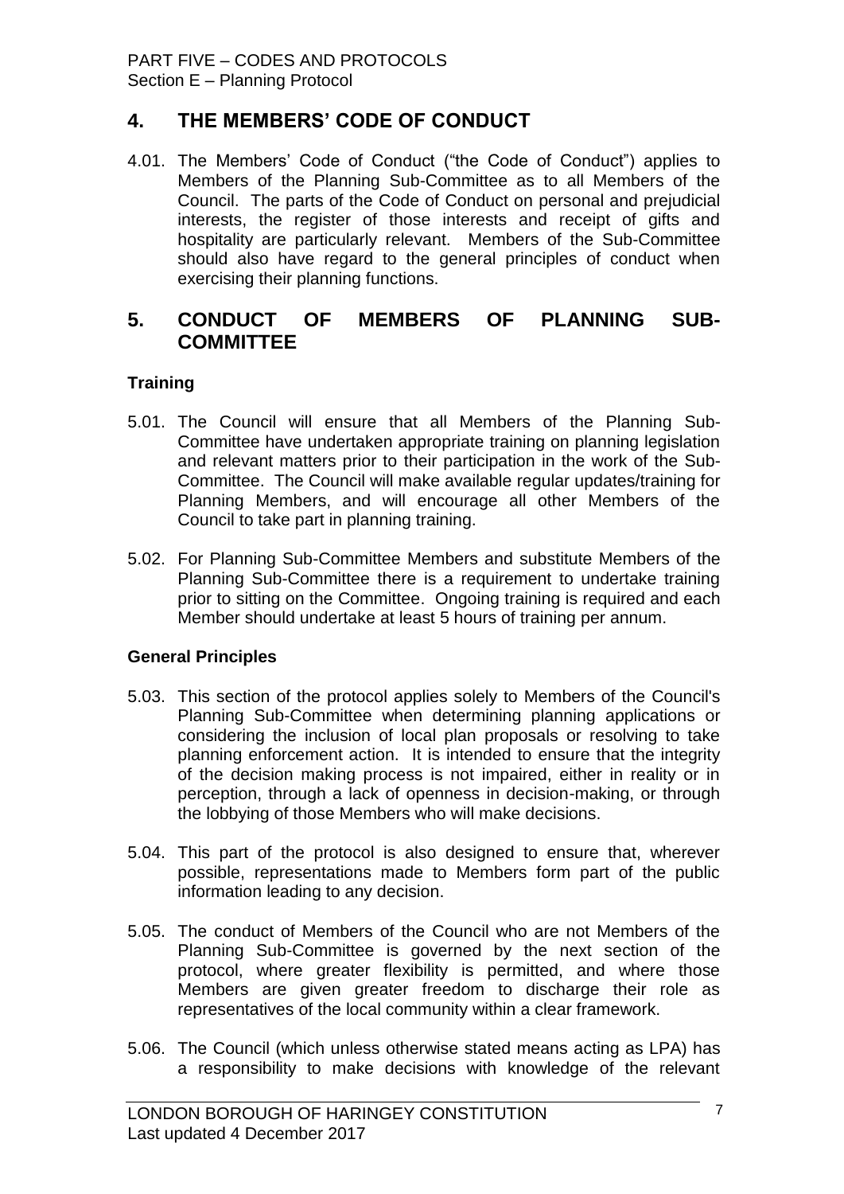## 4. THE MEMBERS' CODE OF CONDUCT

4.01. The Members' Code of Conduct ("the Code of Conduct") applies to Members of the Planning Sub-Committee as to all Members of the Council. The parts of the Code of Conduct on personal and prejudicial interests, the register of those interests and receipt of gifts and hospitality are particularly relevant. Members of the Sub-Committee should also have regard to the general principles of conduct when exercising their planning functions.

## 5. CONDUCT OF MEMBERS OF PLANNING SUB-COMMITTEE

### Training

5.01. The Council will ensure that all Members of the Planning Sub-Committee have undertaken appropriate training on planning legislation and relevant matters prior to their participation in the work of the Sub-Committee. The Council will make available regular updates/training for Planning Members, and will encourage all other Members of the Council to take part in planning training.

5.02. For Planning Sub-Committee Members and substitute Members of the Planning Sub-Committee there is a requirement to undertake training prior to sitting on the Committee. Ongoing training is required and each Member should undertake at least 5 hours of training per annum.

### General Principles

5.03. This section of the protocol applies solely to Members of the Council's Planning Sub-Committee when determining planning applications or considering the inclusion of local plan proposals or resolving to take planning enforcement action. It is intended to ensure that the integrity of the decision making process is not impaired, either in reality or in perception, through a lack of openness in decision-making, or through the lobbying of those Members who will make decisions.

5.04. This part of the protocol is also designed to ensure that, wherever possible, representations made to Members form part of the public information leading to any decision.

5.05. The conduct of Members of the Council who are not Members of the Planning Sub-Committee is governed by the next section of the protocol, where greater flexibility is permitted, and where those Members are given greater freedom to discharge their role as representatives of the local community within a clear framework.

5.06. The Council (which unless otherwise stated means acting as LPA) has a responsibility to make decisions with knowledge of the relevant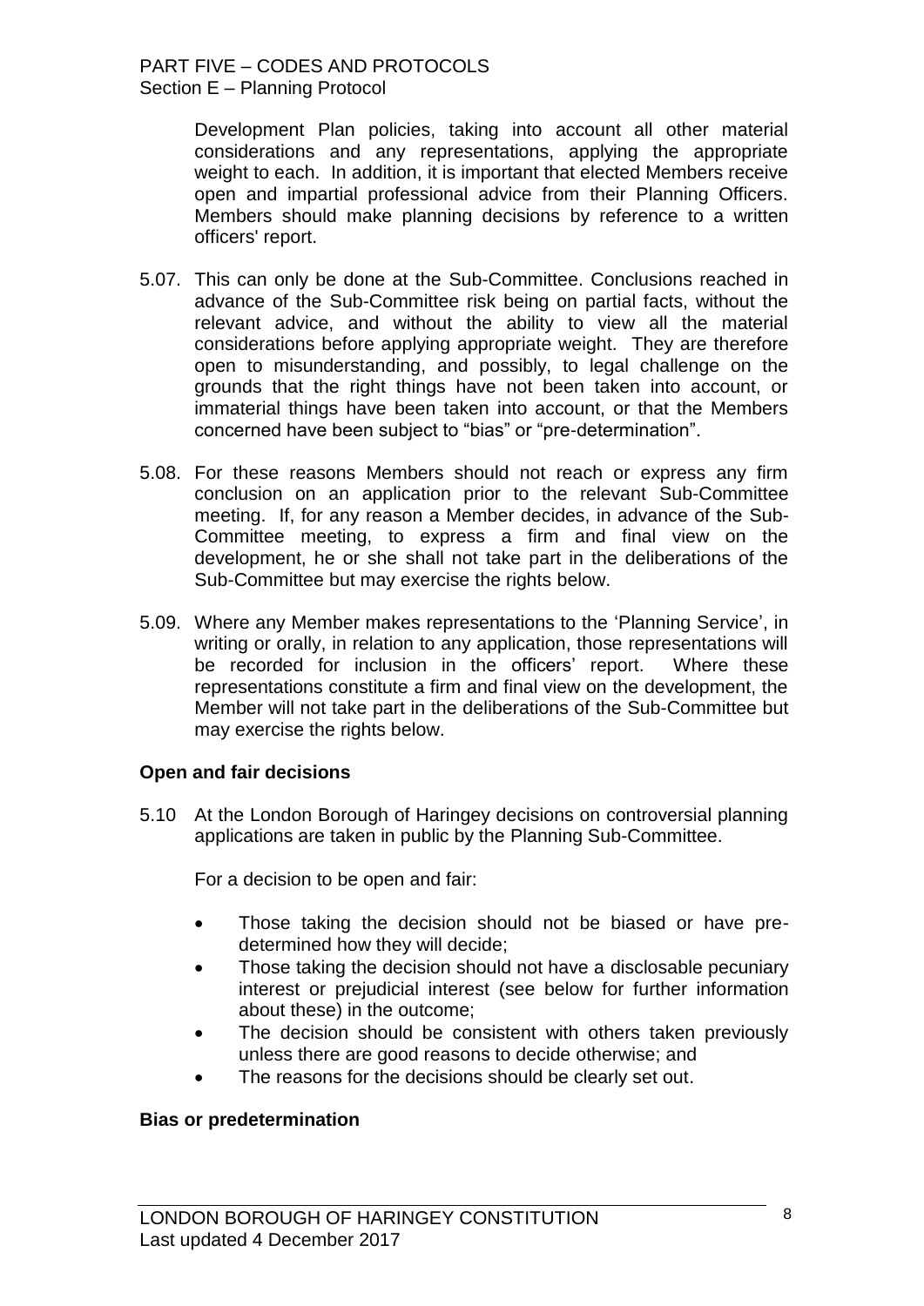Development Plan policies, taking into account all other material considerations and any representations, applying the appropriate weight to each. In addition, it is important that elected Members receive open and impartial professional advice from their Planning Officers. Members should make planning decisions by reference to a written officers' report.

5.07. This can only be done at the Sub-Committee. Conclusions reached in advance of the Sub-Committee risk being on partial facts, without the relevant advice, and without the ability to view all the material considerations before applying appropriate weight. They are therefore open to misunderstanding, and possibly, to legal challenge on the grounds that the right things have not been taken into account, or immaterial things have been taken into account, or that the Members concerned have been subject to "bias" or "pre-determination".

5.08. For these reasons Members should not reach or express any firm conclusion on an application prior to the relevant Sub-Committee meeting. If, for any reason a Member decides, in advance of the Sub-Committee meeting, to express a firm and final view on the development, he or she shall not take part in the deliberations of the Sub-Committee but may exercise the rights below.

5.09. Where any Member makes representations to the 'Planning Service', in writing or orally, in relation to any application, those representations will be recorded for inclusion in the officers' report. Where these representations constitute a firm and final view on the development, the Member will not take part in the deliberations of the Sub-Committee but may exercise the rights below.

**Open and fair decisions**

5.10 At the London Borough of Haringey decisions on controversial planning applications are taken in public by the Planning Sub-Committee.

For a decision to be open and fair:

- Those taking the decision should not be biased or have pre-determined how they will decide;
- Those taking the decision should not have a disclosable pecuniary interest or prejudicial interest (see below for further information about these) in the outcome;
- The decision should be consistent with others taken previously unless there are good reasons to decide otherwise; and
- The reasons for the decisions should be clearly set out.

**Bias or predetermination**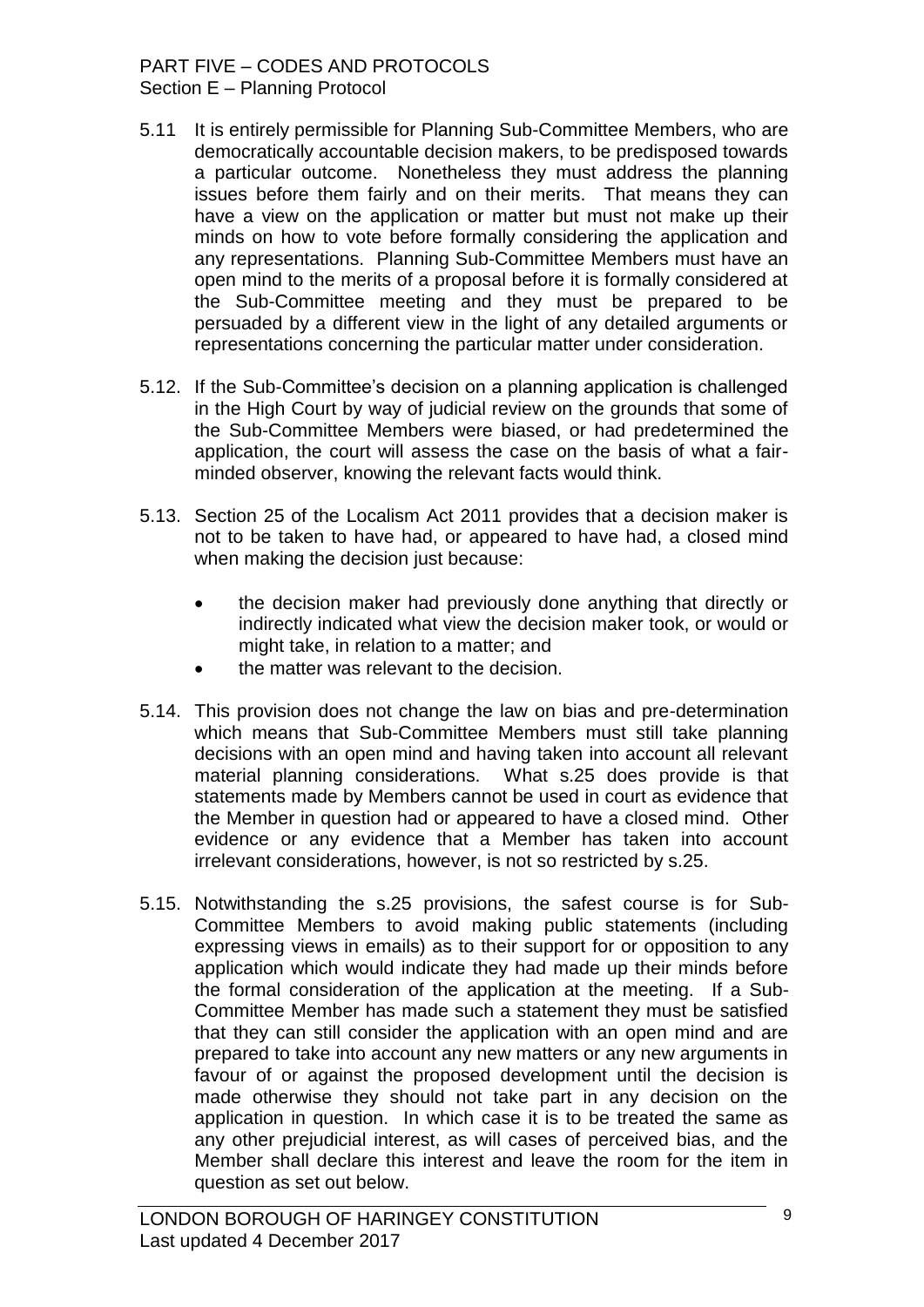5.11 It is entirely permissible for Planning Sub-Committee Members, who are democratically accountable decision makers, to be predisposed towards a particular outcome. Nonetheless they must address the planning issues before them fairly and on their merits. That means they can have a view on the application or matter but must not make up their minds on how to vote before formally considering the application and any representations. Planning Sub-Committee Members must have an open mind to the merits of a proposal before it is formally considered at the Sub-Committee meeting and they must be prepared to be persuaded by a different view in the light of any detailed arguments or representations concerning the particular matter under consideration.

5.12. If the Sub-Committee's decision on a planning application is challenged in the High Court by way of judicial review on the grounds that some of the Sub-Committee Members were biased, or had predetermined the application, the court will assess the case on the basis of what a fair-minded observer, knowing the relevant facts would think.

5.13. Section 25 of the Localism Act 2011 provides that a decision maker is not to be taken to have had, or appeared to have had, a closed mind when making the decision just because:

- the decision maker had previously done anything that directly or indirectly indicated what view the decision maker took, or would or might take, in relation to a matter; and
- the matter was relevant to the decision.

5.14. This provision does not change the law on bias and pre-determination which means that Sub-Committee Members must still take planning decisions with an open mind and having taken into account all relevant material planning considerations. What s.25 does provide is that statements made by Members cannot be used in court as evidence that the Member in question had or appeared to have a closed mind. Other evidence or any evidence that a Member has taken into account irrelevant considerations, however, is not so restricted by s.25.

5.15. Notwithstanding the s.25 provisions, the safest course is for Sub-Committee Members to avoid making public statements (including expressing views in emails) as to their support for or opposition to any application which would indicate they had made up their minds before the formal consideration of the application at the meeting. If a Sub-Committee Member has made such a statement they must be satisfied that they can still consider the application with an open mind and are prepared to take into account any new matters or any new arguments in favour of or against the proposed development until the decision is made otherwise they should not take part in any decision on the application in question. In which case it is to be treated the same as any other prejudicial interest, as will cases of perceived bias, and the Member shall declare this interest and leave the room for the item in question as set out below.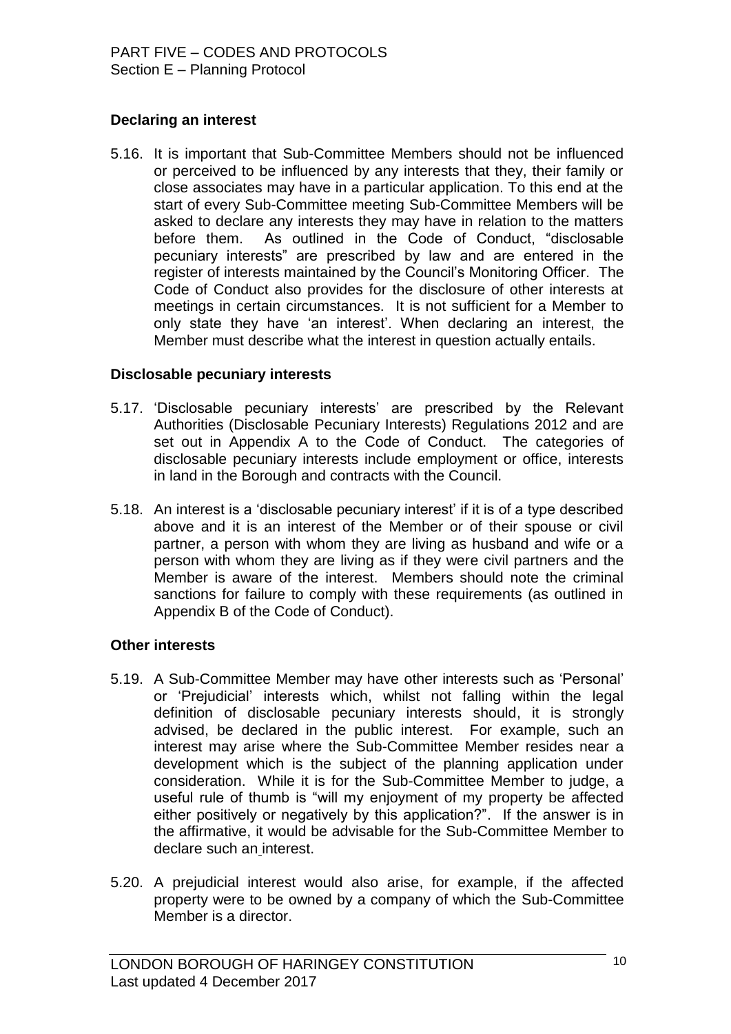### Declaring an interest

5.16. It is important that Sub-Committee Members should not be influenced or perceived to be influenced by any interests that they, their family or close associates may have in a particular application. To this end at the start of every Sub-Committee meeting Sub-Committee Members will be asked to declare any interests they may have in relation to the matters before them. As outlined in the Code of Conduct, "disclosable pecuniary interests" are prescribed by law and are entered in the register of interests maintained by the Council's Monitoring Officer. The Code of Conduct also provides for the disclosure of other interests at meetings in certain circumstances. It is not sufficient for a Member to only state they have 'an interest'. When declaring an interest, the Member must describe what the interest in question actually entails.

### Disclosable pecuniary interests

5.17. 'Disclosable pecuniary interests' are prescribed by the Relevant Authorities (Disclosable Pecuniary Interests) Regulations 2012 and are set out in Appendix A to the Code of Conduct. The categories of disclosable pecuniary interests include employment or office, interests in land in the Borough and contracts with the Council.

5.18. An interest is a 'disclosable pecuniary interest' if it is of a type described above and it is an interest of the Member or of their spouse or civil partner, a person with whom they are living as husband and wife or a person with whom they are living as if they were civil partners and the Member is aware of the interest. Members should note the criminal sanctions for failure to comply with these requirements (as outlined in Appendix B of the Code of Conduct).

### Other interests

5.19. A Sub-Committee Member may have other interests such as 'Personal' or 'Prejudicial' interests which, whilst not falling within the legal definition of disclosable pecuniary interests should, it is strongly advised, be declared in the public interest. For example, such an interest may arise where the Sub-Committee Member resides near a development which is the subject of the planning application under consideration. While it is for the Sub-Committee Member to judge, a useful rule of thumb is "will my enjoyment of my property be affected either positively or negatively by this application?". If the answer is in the affirmative, it would be advisable for the Sub-Committee Member to declare such an interest.

5.20. A prejudicial interest would also arise, for example, if the affected property were to be owned by a company of which the Sub-Committee Member is a director.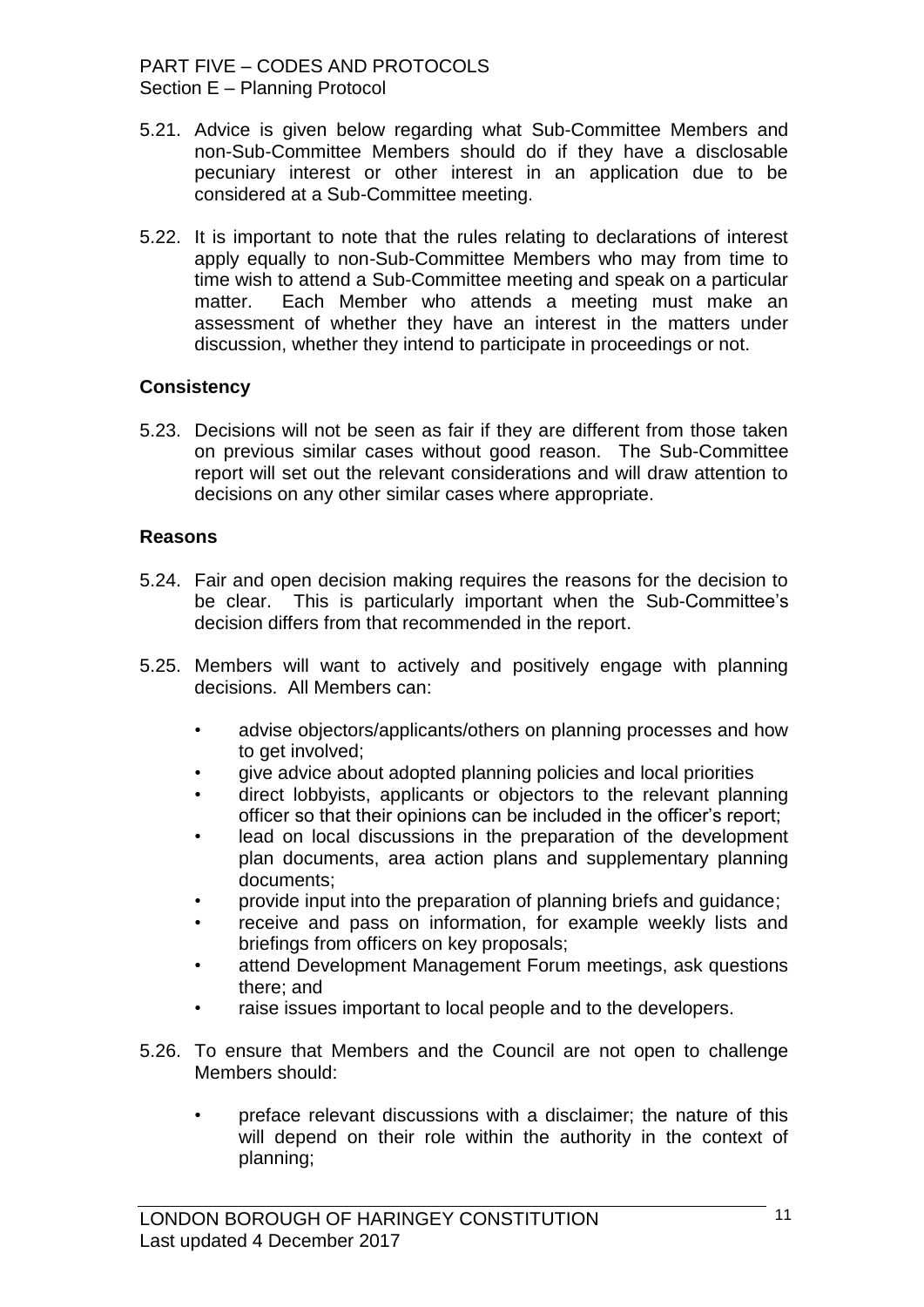5.21. Advice is given below regarding what Sub-Committee Members and non-Sub-Committee Members should do if they have a disclosable pecuniary interest or other interest in an application due to be considered at a Sub-Committee meeting.

5.22. It is important to note that the rules relating to declarations of interest apply equally to non-Sub-Committee Members who may from time to time wish to attend a Sub-Committee meeting and speak on a particular matter. Each Member who attends a meeting must make an assessment of whether they have an interest in the matters under discussion, whether they intend to participate in proceedings or not.

**Consistency**

5.23. Decisions will not be seen as fair if they are different from those taken on previous similar cases without good reason. The Sub-Committee report will set out the relevant considerations and will draw attention to decisions on any other similar cases where appropriate.

**Reasons**

5.24. Fair and open decision making requires the reasons for the decision to be clear. This is particularly important when the Sub-Committee's decision differs from that recommended in the report.

5.25. Members will want to actively and positively engage with planning decisions. All Members can:

- advise objectors/applicants/others on planning processes and how to get involved;
- give advice about adopted planning policies and local priorities
- direct lobbyists, applicants or objectors to the relevant planning officer so that their opinions can be included in the officer's report;
- lead on local discussions in the preparation of the development plan documents, area action plans and supplementary planning documents;
- provide input into the preparation of planning briefs and guidance;
- receive and pass on information, for example weekly lists and briefings from officers on key proposals;
- attend Development Management Forum meetings, ask questions there; and
- raise issues important to local people and to the developers.

5.26. To ensure that Members and the Council are not open to challenge Members should:

- preface relevant discussions with a disclaimer; the nature of this will depend on their role within the authority in the context of planning;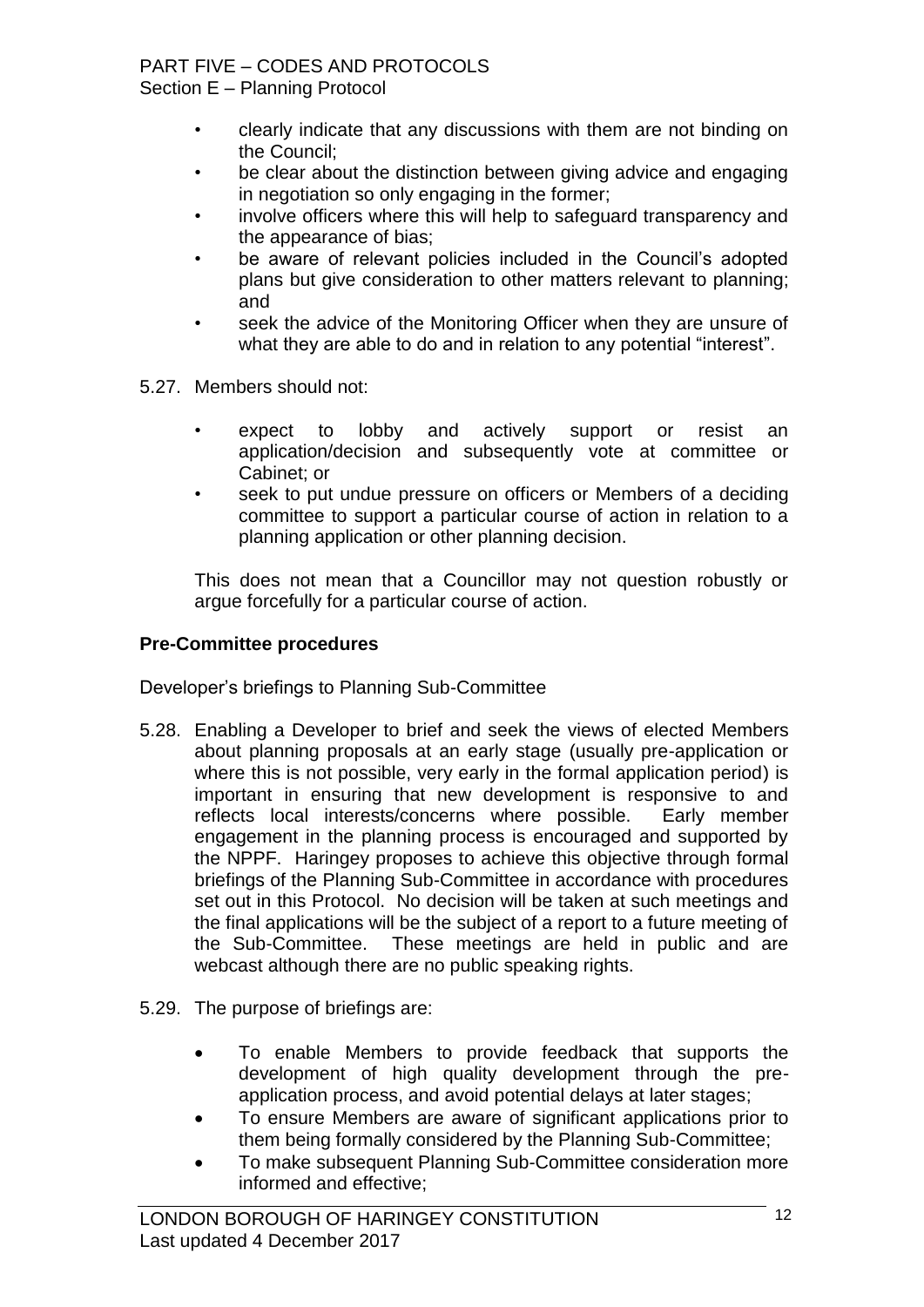- clearly indicate that any discussions with them are not binding on the Council;
- be clear about the distinction between giving advice and engaging in negotiation so only engaging in the former;
- involve officers where this will help to safeguard transparency and the appearance of bias;
- be aware of relevant policies included in the Council's adopted plans but give consideration to other matters relevant to planning; and
- seek the advice of the Monitoring Officer when they are unsure of what they are able to do and in relation to any potential "interest".

5.27. Members should not:

- expect to lobby and actively support or resist an application/decision and subsequently vote at committee or Cabinet; or
- seek to put undue pressure on officers or Members of a deciding committee to support a particular course of action in relation to a planning application or other planning decision.

This does not mean that a Councillor may not question robustly or argue forcefully for a particular course of action.

**Pre-Committee procedures**

Developer's briefings to Planning Sub-Committee

5.28. Enabling a Developer to brief and seek the views of elected Members about planning proposals at an early stage (usually pre-application or where this is not possible, very early in the formal application period) is important in ensuring that new development is responsive to and reflects local interests/concerns where possible. Early member engagement in the planning process is encouraged and supported by the NPPF. Haringey proposes to achieve this objective through formal briefings of the Planning Sub-Committee in accordance with procedures set out in this Protocol. No decision will be taken at such meetings and the final applications will be the subject of a report to a future meeting of the Sub-Committee. These meetings are held in public and are webcast although there are no public speaking rights.

5.29. The purpose of briefings are:

- To enable Members to provide feedback that supports the development of high quality development through the pre-application process, and avoid potential delays at later stages;
- To ensure Members are aware of significant applications prior to them being formally considered by the Planning Sub-Committee;
- To make subsequent Planning Sub-Committee consideration more informed and effective;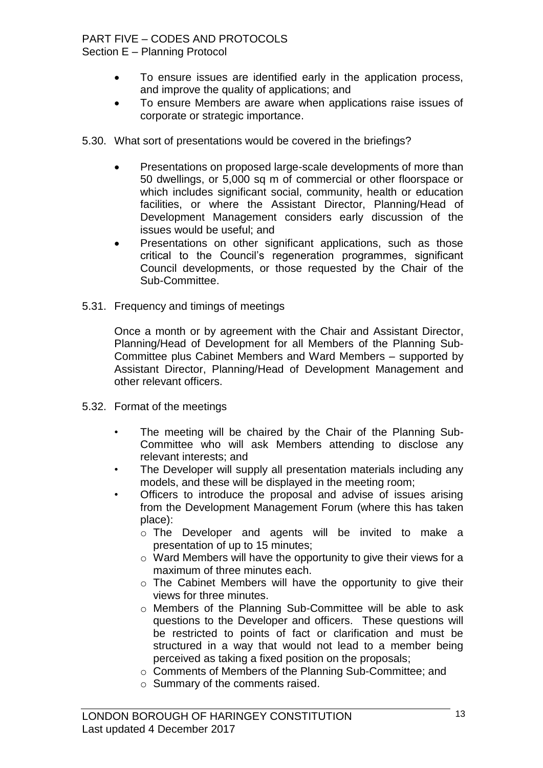- To ensure issues are identified early in the application process, and improve the quality of applications; and
- To ensure Members are aware when applications raise issues of corporate or strategic importance.

5.30. What sort of presentations would be covered in the briefings?

- Presentations on proposed large-scale developments of more than 50 dwellings, or 5,000 sq m of commercial or other floorspace or which includes significant social, community, health or education facilities, or where the Assistant Director, Planning/Head of Development Management considers early discussion of the issues would be useful; and
- Presentations on other significant applications, such as those critical to the Council's regeneration programmes, significant Council developments, or those requested by the Chair of the Sub-Committee.

5.31. Frequency and timings of meetings

Once a month or by agreement with the Chair and Assistant Director, Planning/Head of Development for all Members of the Planning Sub-Committee plus Cabinet Members and Ward Members – supported by Assistant Director, Planning/Head of Development Management and other relevant officers.

5.32. Format of the meetings

- The meeting will be chaired by the Chair of the Planning Sub-Committee who will ask Members attending to disclose any relevant interests; and
- The Developer will supply all presentation materials including any models, and these will be displayed in the meeting room;
- Officers to introduce the proposal and advise of issues arising from the Development Management Forum (where this has taken place):
  - The Developer and agents will be invited to make a presentation of up to 15 minutes;
  - Ward Members will have the opportunity to give their views for a maximum of three minutes each.
  - The Cabinet Members will have the opportunity to give their views for three minutes.
  - Members of the Planning Sub-Committee will be able to ask questions to the Developer and officers. These questions will be restricted to points of fact or clarification and must be structured in a way that would not lead to a member being perceived as taking a fixed position on the proposals;
  - Comments of Members of the Planning Sub-Committee; and
  - Summary of the comments raised.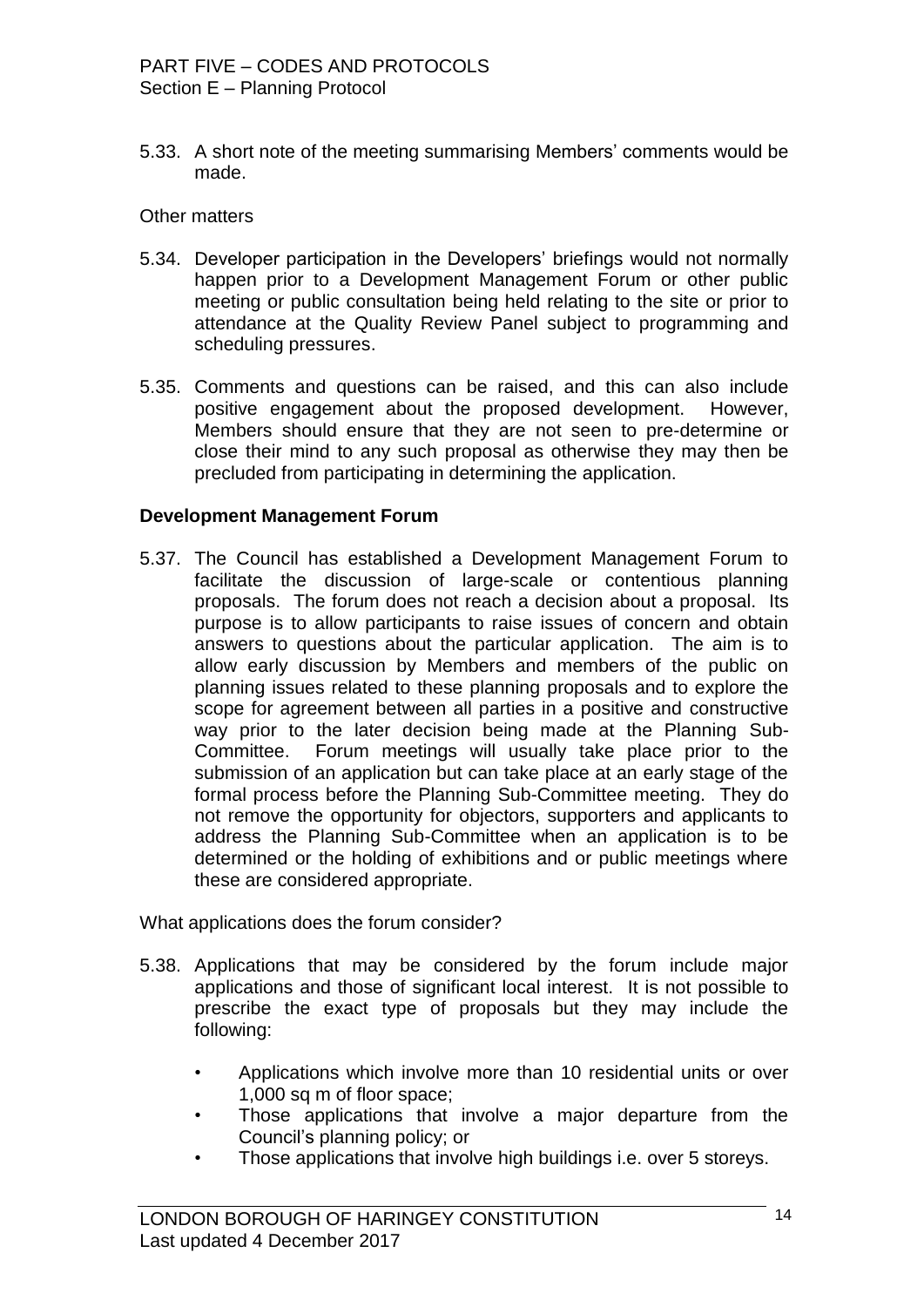5.33. A short note of the meeting summarising Members' comments would be made.

Other matters

5.34. Developer participation in the Developers' briefings would not normally happen prior to a Development Management Forum or other public meeting or public consultation being held relating to the site or prior to attendance at the Quality Review Panel subject to programming and scheduling pressures.

5.35. Comments and questions can be raised, and this can also include positive engagement about the proposed development. However, Members should ensure that they are not seen to pre-determine or close their mind to any such proposal as otherwise they may then be precluded from participating in determining the application.

**Development Management Forum**

5.37. The Council has established a Development Management Forum to facilitate the discussion of large-scale or contentious planning proposals. The forum does not reach a decision about a proposal. Its purpose is to allow participants to raise issues of concern and obtain answers to questions about the particular application. The aim is to allow early discussion by Members and members of the public on planning issues related to these planning proposals and to explore the scope for agreement between all parties in a positive and constructive way prior to the later decision being made at the Planning Sub-Committee. Forum meetings will usually take place prior to the submission of an application but can take place at an early stage of the formal process before the Planning Sub-Committee meeting. They do not remove the opportunity for objectors, supporters and applicants to address the Planning Sub-Committee when an application is to be determined or the holding of exhibitions and or public meetings where these are considered appropriate.

What applications does the forum consider?

5.38. Applications that may be considered by the forum include major applications and those of significant local interest. It is not possible to prescribe the exact type of proposals but they may include the following:

- Applications which involve more than 10 residential units or over 1,000 sq m of floor space;
- Those applications that involve a major departure from the Council's planning policy; or
- Those applications that involve high buildings i.e. over 5 storeys.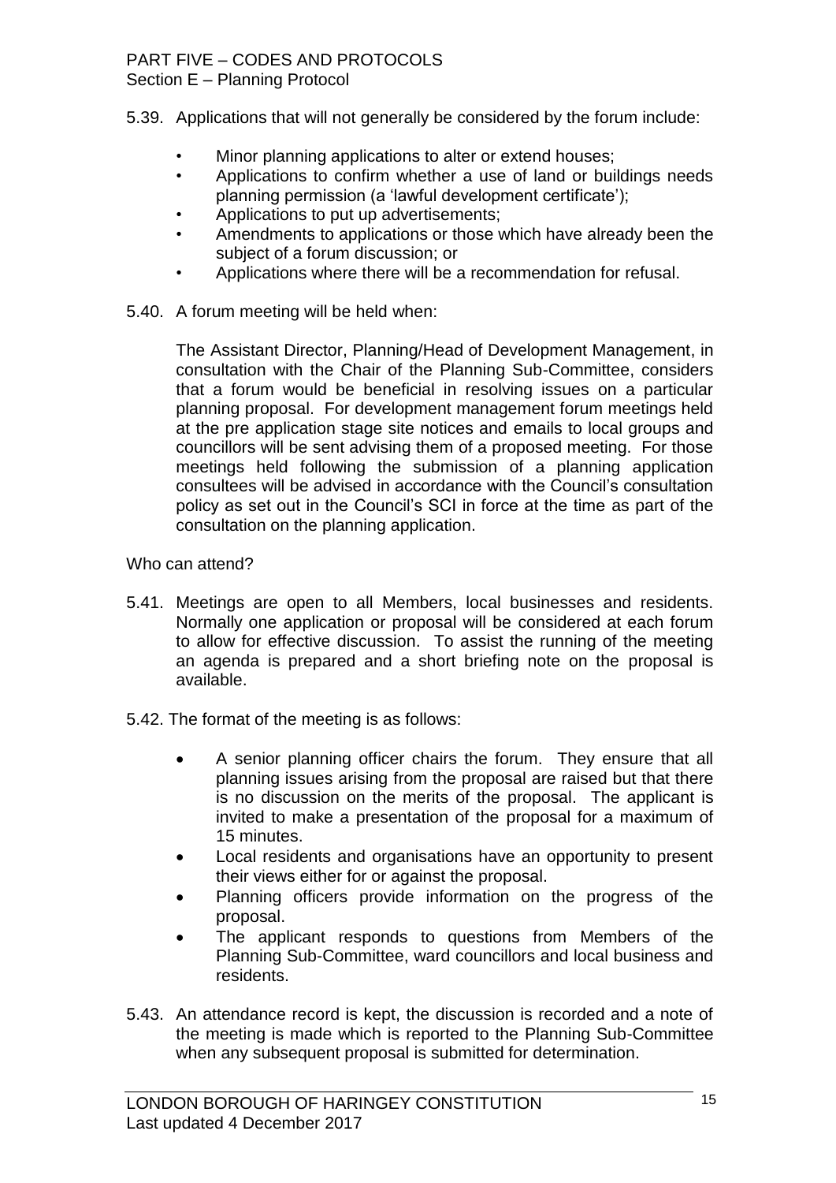5.39. Applications that will not generally be considered by the forum include:

- Minor planning applications to alter or extend houses;
- Applications to confirm whether a use of land or buildings needs planning permission (a 'lawful development certificate');
- Applications to put up advertisements;
- Amendments to applications or those which have already been the subject of a forum discussion; or
- Applications where there will be a recommendation for refusal.

5.40. A forum meeting will be held when:

The Assistant Director, Planning/Head of Development Management, in consultation with the Chair of the Planning Sub-Committee, considers that a forum would be beneficial in resolving issues on a particular planning proposal. For development management forum meetings held at the pre application stage site notices and emails to local groups and councillors will be sent advising them of a proposed meeting. For those meetings held following the submission of a planning application consultees will be advised in accordance with the Council's consultation policy as set out in the Council's SCI in force at the time as part of the consultation on the planning application.

Who can attend?

5.41. Meetings are open to all Members, local businesses and residents. Normally one application or proposal will be considered at each forum to allow for effective discussion. To assist the running of the meeting an agenda is prepared and a short briefing note on the proposal is available.

5.42. The format of the meeting is as follows:

- A senior planning officer chairs the forum. They ensure that all planning issues arising from the proposal are raised but that there is no discussion on the merits of the proposal. The applicant is invited to make a presentation of the proposal for a maximum of 15 minutes.
- Local residents and organisations have an opportunity to present their views either for or against the proposal.
- Planning officers provide information on the progress of the proposal.
- The applicant responds to questions from Members of the Planning Sub-Committee, ward councillors and local business and residents.

5.43. An attendance record is kept, the discussion is recorded and a note of the meeting is made which is reported to the Planning Sub-Committee when any subsequent proposal is submitted for determination.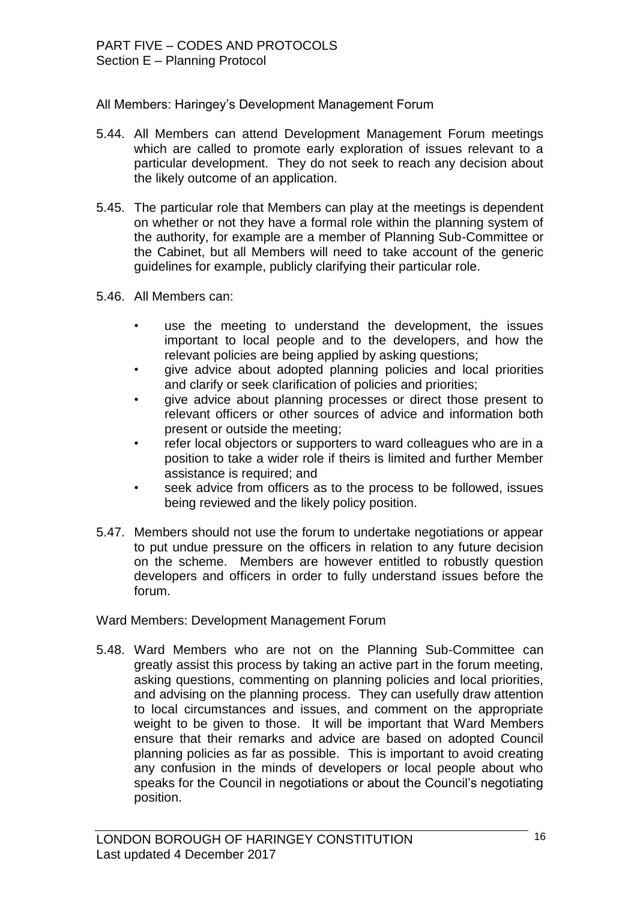All Members: Haringey's Development Management Forum

5.44. All Members can attend Development Management Forum meetings which are called to promote early exploration of issues relevant to a particular development. They do not seek to reach any decision about the likely outcome of an application.

5.45. The particular role that Members can play at the meetings is dependent on whether or not they have a formal role within the planning system of the authority, for example are a member of Planning Sub-Committee or the Cabinet, but all Members will need to take account of the generic guidelines for example, publicly clarifying their particular role.

5.46. All Members can:

- use the meeting to understand the development, the issues important to local people and to the developers, and how the relevant policies are being applied by asking questions;
- give advice about adopted planning policies and local priorities and clarify or seek clarification of policies and priorities;
- give advice about planning processes or direct those present to relevant officers or other sources of advice and information both present or outside the meeting;
- refer local objectors or supporters to ward colleagues who are in a position to take a wider role if theirs is limited and further Member assistance is required; and
- seek advice from officers as to the process to be followed, issues being reviewed and the likely policy position.

5.47. Members should not use the forum to undertake negotiations or appear to put undue pressure on the officers in relation to any future decision on the scheme. Members are however entitled to robustly question developers and officers in order to fully understand issues before the forum.

Ward Members: Development Management Forum

5.48. Ward Members who are not on the Planning Sub-Committee can greatly assist this process by taking an active part in the forum meeting, asking questions, commenting on planning policies and local priorities, and advising on the planning process. They can usefully draw attention to local circumstances and issues, and comment on the appropriate weight to be given to those. It will be important that Ward Members ensure that their remarks and advice are based on adopted Council planning policies as far as possible. This is important to avoid creating any confusion in the minds of developers or local people about who speaks for the Council in negotiations or about the Council's negotiating position.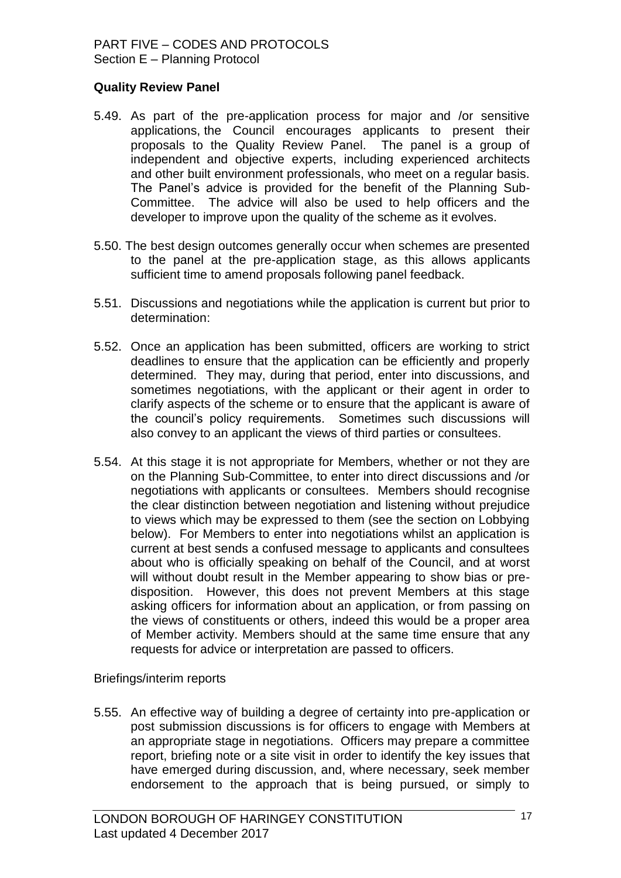### Quality Review Panel

5.49. As part of the pre-application process for major and /or sensitive applications, the Council encourages applicants to present their proposals to the Quality Review Panel. The panel is a group of independent and objective experts, including experienced architects and other built environment professionals, who meet on a regular basis. The Panel's advice is provided for the benefit of the Planning Sub-Committee. The advice will also be used to help officers and the developer to improve upon the quality of the scheme as it evolves.

5.50. The best design outcomes generally occur when schemes are presented to the panel at the pre-application stage, as this allows applicants sufficient time to amend proposals following panel feedback.

5.51. Discussions and negotiations while the application is current but prior to determination:

5.52. Once an application has been submitted, officers are working to strict deadlines to ensure that the application can be efficiently and properly determined. They may, during that period, enter into discussions, and sometimes negotiations, with the applicant or their agent in order to clarify aspects of the scheme or to ensure that the applicant is aware of the council's policy requirements. Sometimes such discussions will also convey to an applicant the views of third parties or consultees.

5.54. At this stage it is not appropriate for Members, whether or not they are on the Planning Sub-Committee, to enter into direct discussions and /or negotiations with applicants or consultees. Members should recognise the clear distinction between negotiation and listening without prejudice to views which may be expressed to them (see the section on Lobbying below). For Members to enter into negotiations whilst an application is current at best sends a confused message to applicants and consultees about who is officially speaking on behalf of the Council, and at worst will without doubt result in the Member appearing to show bias or pre-disposition. However, this does not prevent Members at this stage asking officers for information about an application, or from passing on the views of constituents or others, indeed this would be a proper area of Member activity. Members should at the same time ensure that any requests for advice or interpretation are passed to officers.

Briefings/interim reports

5.55. An effective way of building a degree of certainty into pre-application or post submission discussions is for officers to engage with Members at an appropriate stage in negotiations. Officers may prepare a committee report, briefing note or a site visit in order to identify the key issues that have emerged during discussion, and, where necessary, seek member endorsement to the approach that is being pursued, or simply to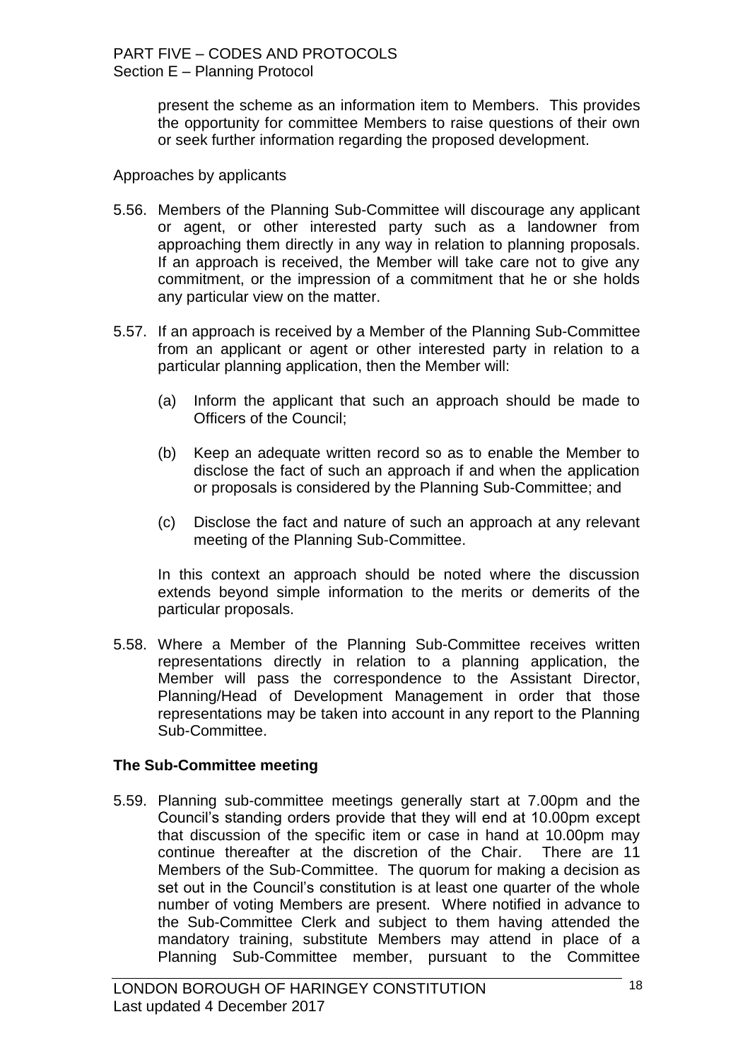present the scheme as an information item to Members. This provides the opportunity for committee Members to raise questions of their own or seek further information regarding the proposed development.

Approaches by applicants

5.56. Members of the Planning Sub-Committee will discourage any applicant or agent, or other interested party such as a landowner from approaching them directly in any way in relation to planning proposals. If an approach is received, the Member will take care not to give any commitment, or the impression of a commitment that he or she holds any particular view on the matter.

5.57. If an approach is received by a Member of the Planning Sub-Committee from an applicant or agent or other interested party in relation to a particular planning application, then the Member will:

(a) Inform the applicant that such an approach should be made to Officers of the Council;

(b) Keep an adequate written record so as to enable the Member to disclose the fact of such an approach if and when the application or proposals is considered by the Planning Sub-Committee; and

(c) Disclose the fact and nature of such an approach at any relevant meeting of the Planning Sub-Committee.

In this context an approach should be noted where the discussion extends beyond simple information to the merits or demerits of the particular proposals.

5.58. Where a Member of the Planning Sub-Committee receives written representations directly in relation to a planning application, the Member will pass the correspondence to the Assistant Director, Planning/Head of Development Management in order that those representations may be taken into account in any report to the Planning Sub-Committee.

**The Sub-Committee meeting**

5.59. Planning sub-committee meetings generally start at 7.00pm and the Council's standing orders provide that they will end at 10.00pm except that discussion of the specific item or case in hand at 10.00pm may continue thereafter at the discretion of the Chair. There are 11 Members of the Sub-Committee. The quorum for making a decision as set out in the Council's constitution is at least one quarter of the whole number of voting Members are present. Where notified in advance to the Sub-Committee Clerk and subject to them having attended the mandatory training, substitute Members may attend in place of a Planning Sub-Committee member, pursuant to the Committee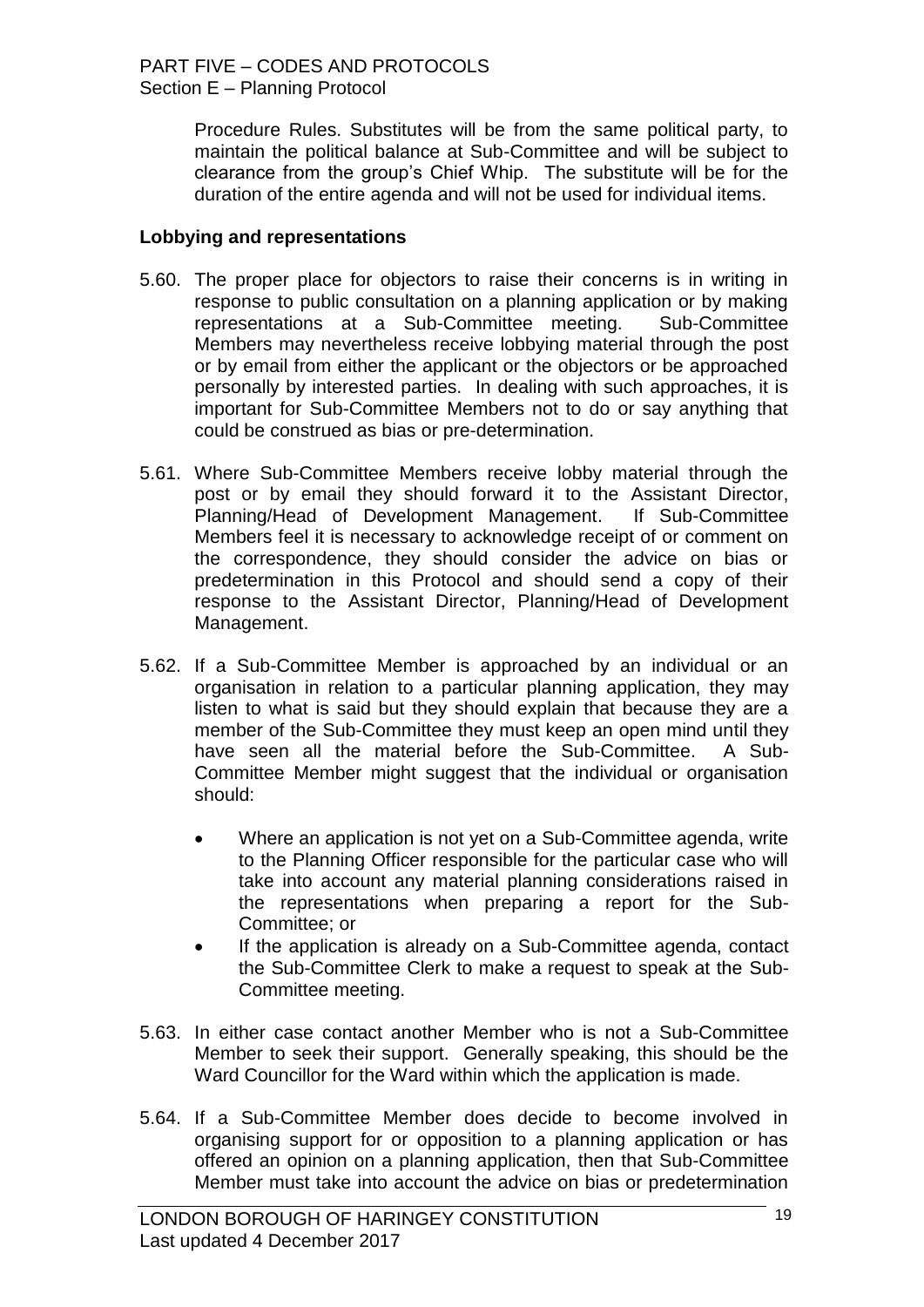Procedure Rules. Substitutes will be from the same political party, to maintain the political balance at Sub-Committee and will be subject to clearance from the group's Chief Whip. The substitute will be for the duration of the entire agenda and will not be used for individual items.

**Lobbying and representations**

5.60. The proper place for objectors to raise their concerns is in writing in response to public consultation on a planning application or by making representations at a Sub-Committee meeting. Sub-Committee Members may nevertheless receive lobbying material through the post or by email from either the applicant or the objectors or be approached personally by interested parties. In dealing with such approaches, it is important for Sub-Committee Members not to do or say anything that could be construed as bias or pre-determination.

5.61. Where Sub-Committee Members receive lobby material through the post or by email they should forward it to the Assistant Director, Planning/Head of Development Management. If Sub-Committee Members feel it is necessary to acknowledge receipt of or comment on the correspondence, they should consider the advice on bias or predetermination in this Protocol and should send a copy of their response to the Assistant Director, Planning/Head of Development Management.

5.62. If a Sub-Committee Member is approached by an individual or an organisation in relation to a particular planning application, they may listen to what is said but they should explain that because they are a member of the Sub-Committee they must keep an open mind until they have seen all the material before the Sub-Committee. A Sub-Committee Member might suggest that the individual or organisation should:

- Where an application is not yet on a Sub-Committee agenda, write to the Planning Officer responsible for the particular case who will take into account any material planning considerations raised in the representations when preparing a report for the Sub-Committee; or
- If the application is already on a Sub-Committee agenda, contact the Sub-Committee Clerk to make a request to speak at the Sub-Committee meeting.

5.63. In either case contact another Member who is not a Sub-Committee Member to seek their support. Generally speaking, this should be the Ward Councillor for the Ward within which the application is made.

5.64. If a Sub-Committee Member does decide to become involved in organising support for or opposition to a planning application or has offered an opinion on a planning application, then that Sub-Committee Member must take into account the advice on bias or predetermination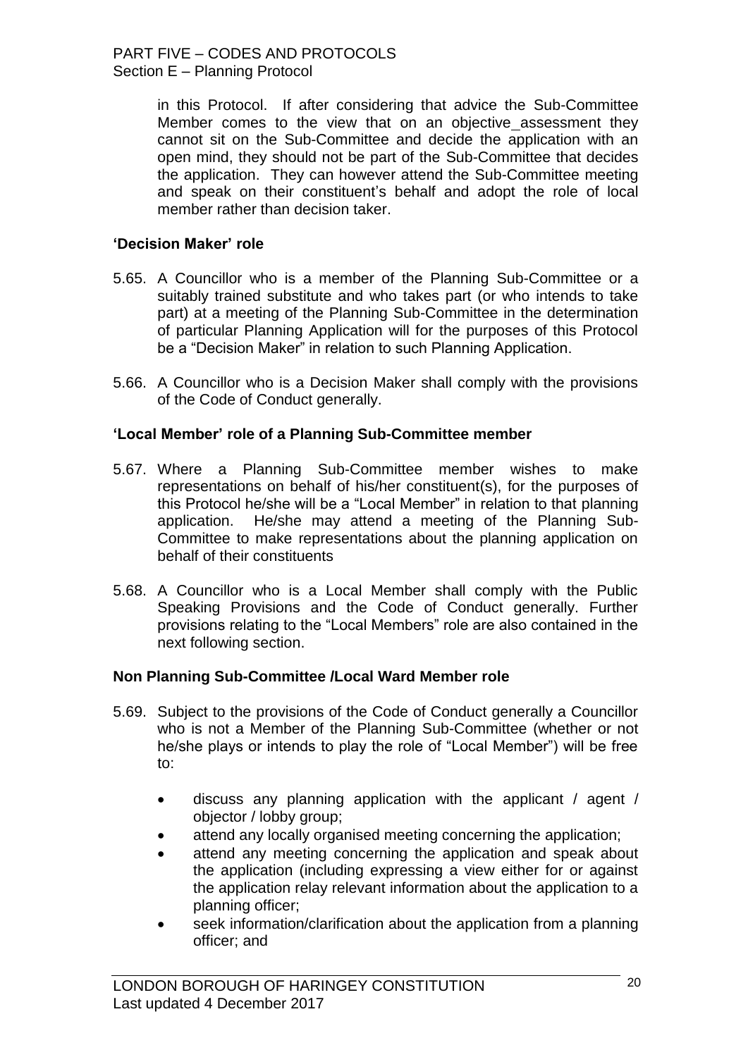in this Protocol. If after considering that advice the Sub-Committee Member comes to the view that on an objective_assessment they cannot sit on the Sub-Committee and decide the application with an open mind, they should not be part of the Sub-Committee that decides the application. They can however attend the Sub-Committee meeting and speak on their constituent's behalf and adopt the role of local member rather than decision taker.

**'Decision Maker' role**

5.65. A Councillor who is a member of the Planning Sub-Committee or a suitably trained substitute and who takes part (or who intends to take part) at a meeting of the Planning Sub-Committee in the determination of particular Planning Application will for the purposes of this Protocol be a "Decision Maker" in relation to such Planning Application.

5.66. A Councillor who is a Decision Maker shall comply with the provisions of the Code of Conduct generally.

**'Local Member' role of a Planning Sub-Committee member**

5.67. Where a Planning Sub-Committee member wishes to make representations on behalf of his/her constituent(s), for the purposes of this Protocol he/she will be a "Local Member" in relation to that planning application. He/she may attend a meeting of the Planning Sub-Committee to make representations about the planning application on behalf of their constituents

5.68. A Councillor who is a Local Member shall comply with the Public Speaking Provisions and the Code of Conduct generally. Further provisions relating to the "Local Members" role are also contained in the next following section.

**Non Planning Sub-Committee /Local Ward Member role**

5.69. Subject to the provisions of the Code of Conduct generally a Councillor who is not a Member of the Planning Sub-Committee (whether or not he/she plays or intends to play the role of "Local Member") will be free to:

- discuss any planning application with the applicant / agent / objector / lobby group;
- attend any locally organised meeting concerning the application;
- attend any meeting concerning the application and speak about the application (including expressing a view either for or against the application relay relevant information about the application to a planning officer;
- seek information/clarification about the application from a planning officer; and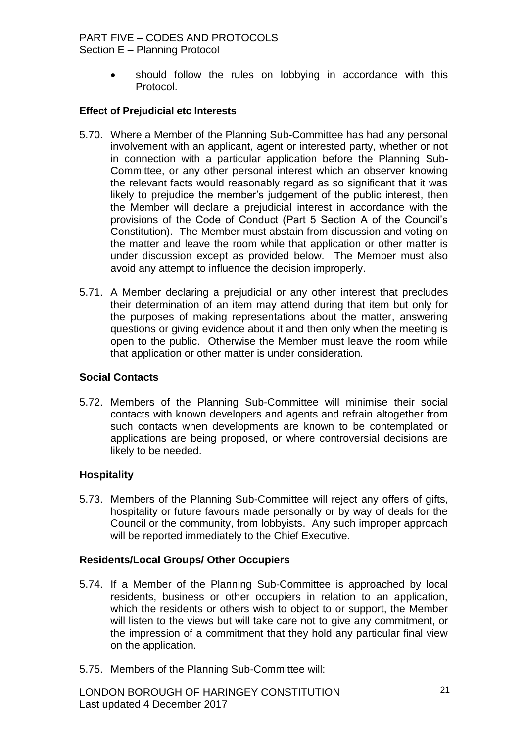- should follow the rules on lobbying in accordance with this Protocol.

**Effect of Prejudicial etc Interests**

5.70. Where a Member of the Planning Sub-Committee has had any personal involvement with an applicant, agent or interested party, whether or not in connection with a particular application before the Planning Sub-Committee, or any other personal interest which an observer knowing the relevant facts would reasonably regard as so significant that it was likely to prejudice the member's judgement of the public interest, then the Member will declare a prejudicial interest in accordance with the provisions of the Code of Conduct (Part 5 Section A of the Council's Constitution). The Member must abstain from discussion and voting on the matter and leave the room while that application or other matter is under discussion except as provided below. The Member must also avoid any attempt to influence the decision improperly.

5.71. A Member declaring a prejudicial or any other interest that precludes their determination of an item may attend during that item but only for the purposes of making representations about the matter, answering questions or giving evidence about it and then only when the meeting is open to the public. Otherwise the Member must leave the room while that application or other matter is under consideration.

**Social Contacts**

5.72. Members of the Planning Sub-Committee will minimise their social contacts with known developers and agents and refrain altogether from such contacts when developments are known to be contemplated or applications are being proposed, or where controversial decisions are likely to be needed.

**Hospitality**

5.73. Members of the Planning Sub-Committee will reject any offers of gifts, hospitality or future favours made personally or by way of deals for the Council or the community, from lobbyists. Any such improper approach will be reported immediately to the Chief Executive.

**Residents/Local Groups/ Other Occupiers**

5.74. If a Member of the Planning Sub-Committee is approached by local residents, business or other occupiers in relation to an application, which the residents or others wish to object to or support, the Member will listen to the views but will take care not to give any commitment, or the impression of a commitment that they hold any particular final view on the application.

5.75. Members of the Planning Sub-Committee will: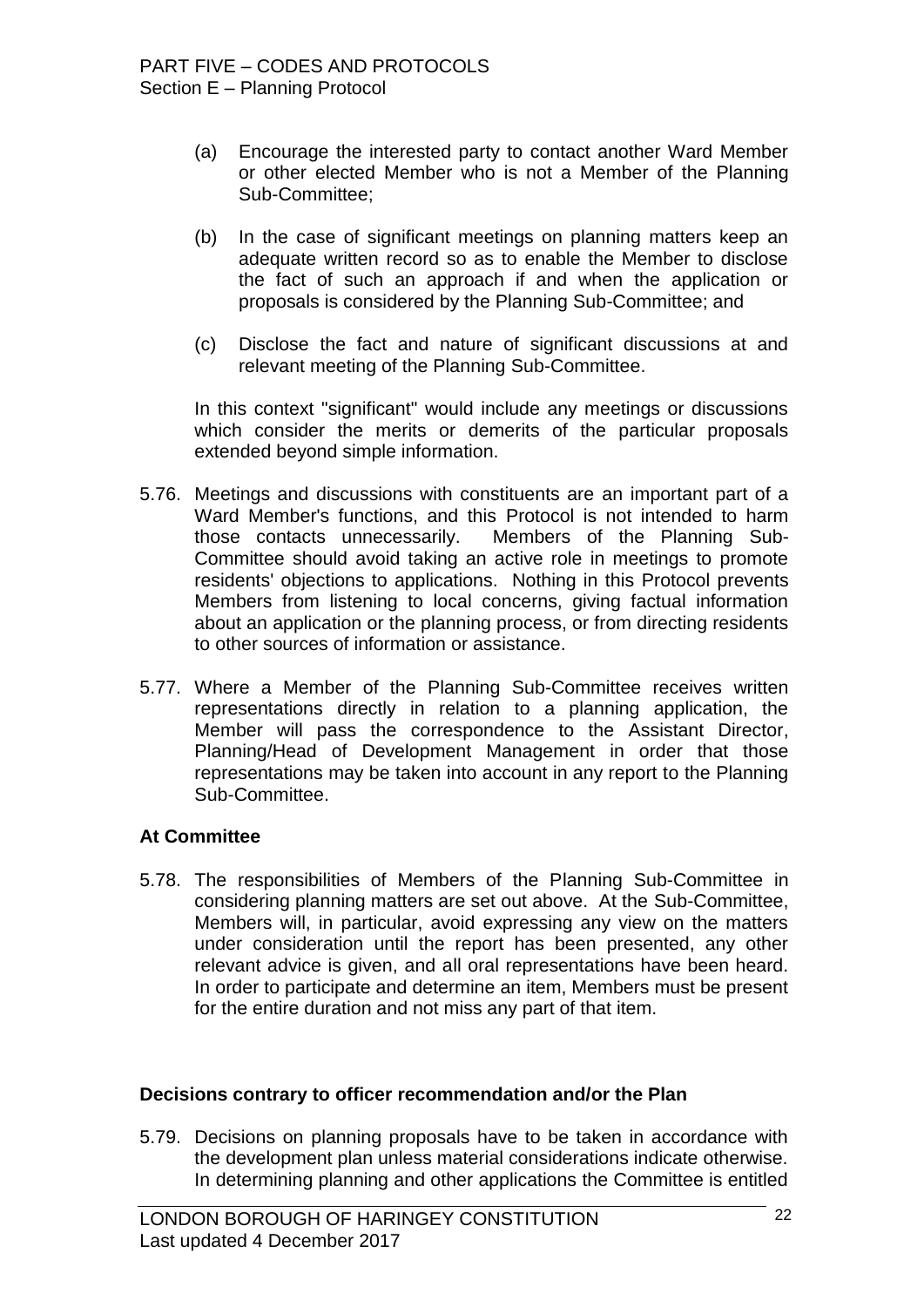(a) Encourage the interested party to contact another Ward Member or other elected Member who is not a Member of the Planning Sub-Committee;

(b) In the case of significant meetings on planning matters keep an adequate written record so as to enable the Member to disclose the fact of such an approach if and when the application or proposals is considered by the Planning Sub-Committee; and

(c) Disclose the fact and nature of significant discussions at and relevant meeting of the Planning Sub-Committee.

In this context "significant" would include any meetings or discussions which consider the merits or demerits of the particular proposals extended beyond simple information.

5.76. Meetings and discussions with constituents are an important part of a Ward Member's functions, and this Protocol is not intended to harm those contacts unnecessarily. Members of the Planning Sub-Committee should avoid taking an active role in meetings to promote residents' objections to applications. Nothing in this Protocol prevents Members from listening to local concerns, giving factual information about an application or the planning process, or from directing residents to other sources of information or assistance.

5.77. Where a Member of the Planning Sub-Committee receives written representations directly in relation to a planning application, the Member will pass the correspondence to the Assistant Director, Planning/Head of Development Management in order that those representations may be taken into account in any report to the Planning Sub-Committee.

**At Committee**

5.78. The responsibilities of Members of the Planning Sub-Committee in considering planning matters are set out above. At the Sub-Committee, Members will, in particular, avoid expressing any view on the matters under consideration until the report has been presented, any other relevant advice is given, and all oral representations have been heard. In order to participate and determine an item, Members must be present for the entire duration and not miss any part of that item.

**Decisions contrary to officer recommendation and/or the Plan**

5.79. Decisions on planning proposals have to be taken in accordance with the development plan unless material considerations indicate otherwise. In determining planning and other applications the Committee is entitled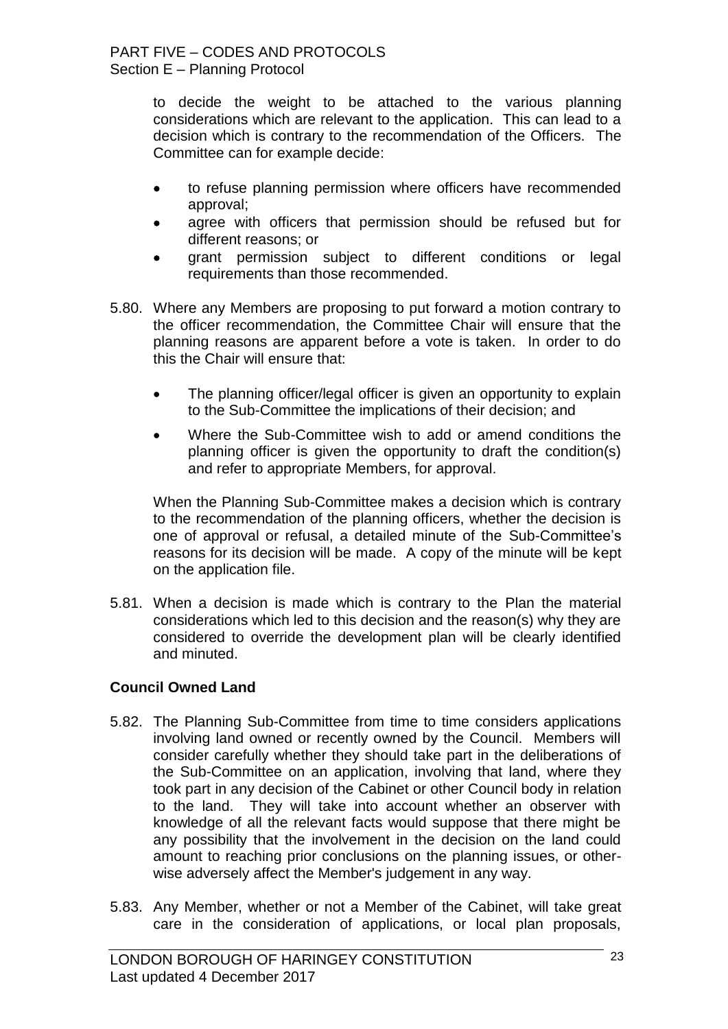to decide the weight to be attached to the various planning considerations which are relevant to the application. This can lead to a decision which is contrary to the recommendation of the Officers. The Committee can for example decide:

- to refuse planning permission where officers have recommended approval;
- agree with officers that permission should be refused but for different reasons; or
- grant permission subject to different conditions or legal requirements than those recommended.

5.80. Where any Members are proposing to put forward a motion contrary to the officer recommendation, the Committee Chair will ensure that the planning reasons are apparent before a vote is taken. In order to do this the Chair will ensure that:

- The planning officer/legal officer is given an opportunity to explain to the Sub-Committee the implications of their decision; and
- Where the Sub-Committee wish to add or amend conditions the planning officer is given the opportunity to draft the condition(s) and refer to appropriate Members, for approval.

When the Planning Sub-Committee makes a decision which is contrary to the recommendation of the planning officers, whether the decision is one of approval or refusal, a detailed minute of the Sub-Committee's reasons for its decision will be made. A copy of the minute will be kept on the application file.

5.81. When a decision is made which is contrary to the Plan the material considerations which led to this decision and the reason(s) why they are considered to override the development plan will be clearly identified and minuted.

**Council Owned Land**

5.82. The Planning Sub-Committee from time to time considers applications involving land owned or recently owned by the Council. Members will consider carefully whether they should take part in the deliberations of the Sub-Committee on an application, involving that land, where they took part in any decision of the Cabinet or other Council body in relation to the land. They will take into account whether an observer with knowledge of all the relevant facts would suppose that there might be any possibility that the involvement in the decision on the land could amount to reaching prior conclusions on the planning issues, or otherwise adversely affect the Member's judgement in any way.

5.83. Any Member, whether or not a Member of the Cabinet, will take great care in the consideration of applications, or local plan proposals,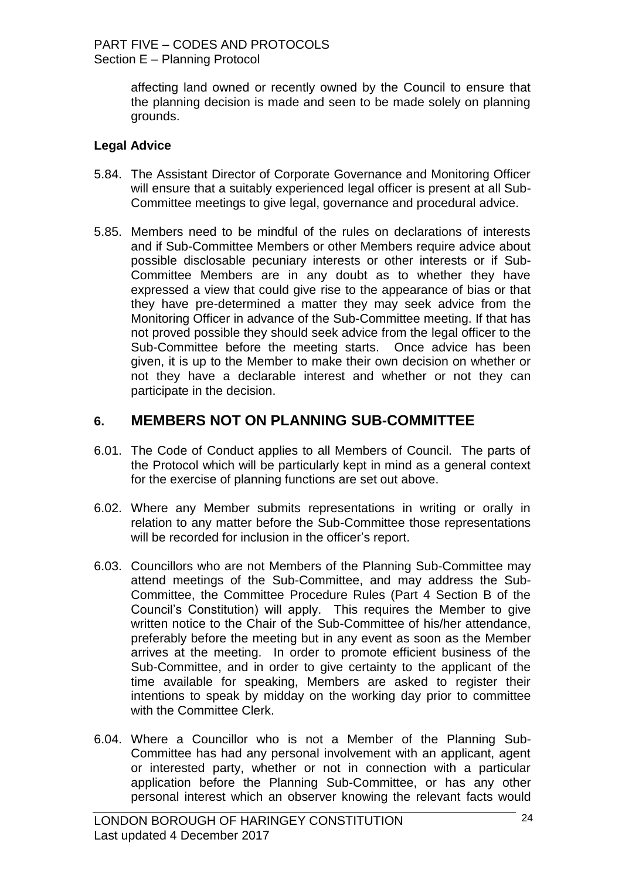affecting land owned or recently owned by the Council to ensure that the planning decision is made and seen to be made solely on planning grounds.

**Legal Advice**

5.84. The Assistant Director of Corporate Governance and Monitoring Officer will ensure that a suitably experienced legal officer is present at all Sub-Committee meetings to give legal, governance and procedural advice.

5.85. Members need to be mindful of the rules on declarations of interests and if Sub-Committee Members or other Members require advice about possible disclosable pecuniary interests or other interests or if Sub-Committee Members are in any doubt as to whether they have expressed a view that could give rise to the appearance of bias or that they have pre-determined a matter they may seek advice from the Monitoring Officer in advance of the Sub-Committee meeting. If that has not proved possible they should seek advice from the legal officer to the Sub-Committee before the meeting starts. Once advice has been given, it is up to the Member to make their own decision on whether or not they have a declarable interest and whether or not they can participate in the decision.

## 6. MEMBERS NOT ON PLANNING SUB-COMMITTEE

6.01. The Code of Conduct applies to all Members of Council. The parts of the Protocol which will be particularly kept in mind as a general context for the exercise of planning functions are set out above.

6.02. Where any Member submits representations in writing or orally in relation to any matter before the Sub-Committee those representations will be recorded for inclusion in the officer's report.

6.03. Councillors who are not Members of the Planning Sub-Committee may attend meetings of the Sub-Committee, and may address the Sub-Committee, the Committee Procedure Rules (Part 4 Section B of the Council's Constitution) will apply. This requires the Member to give written notice to the Chair of the Sub-Committee of his/her attendance, preferably before the meeting but in any event as soon as the Member arrives at the meeting. In order to promote efficient business of the Sub-Committee, and in order to give certainty to the applicant of the time available for speaking, Members are asked to register their intentions to speak by midday on the working day prior to committee with the Committee Clerk.

6.04. Where a Councillor who is not a Member of the Planning Sub-Committee has had any personal involvement with an applicant, agent or interested party, whether or not in connection with a particular application before the Planning Sub-Committee, or has any other personal interest which an observer knowing the relevant facts would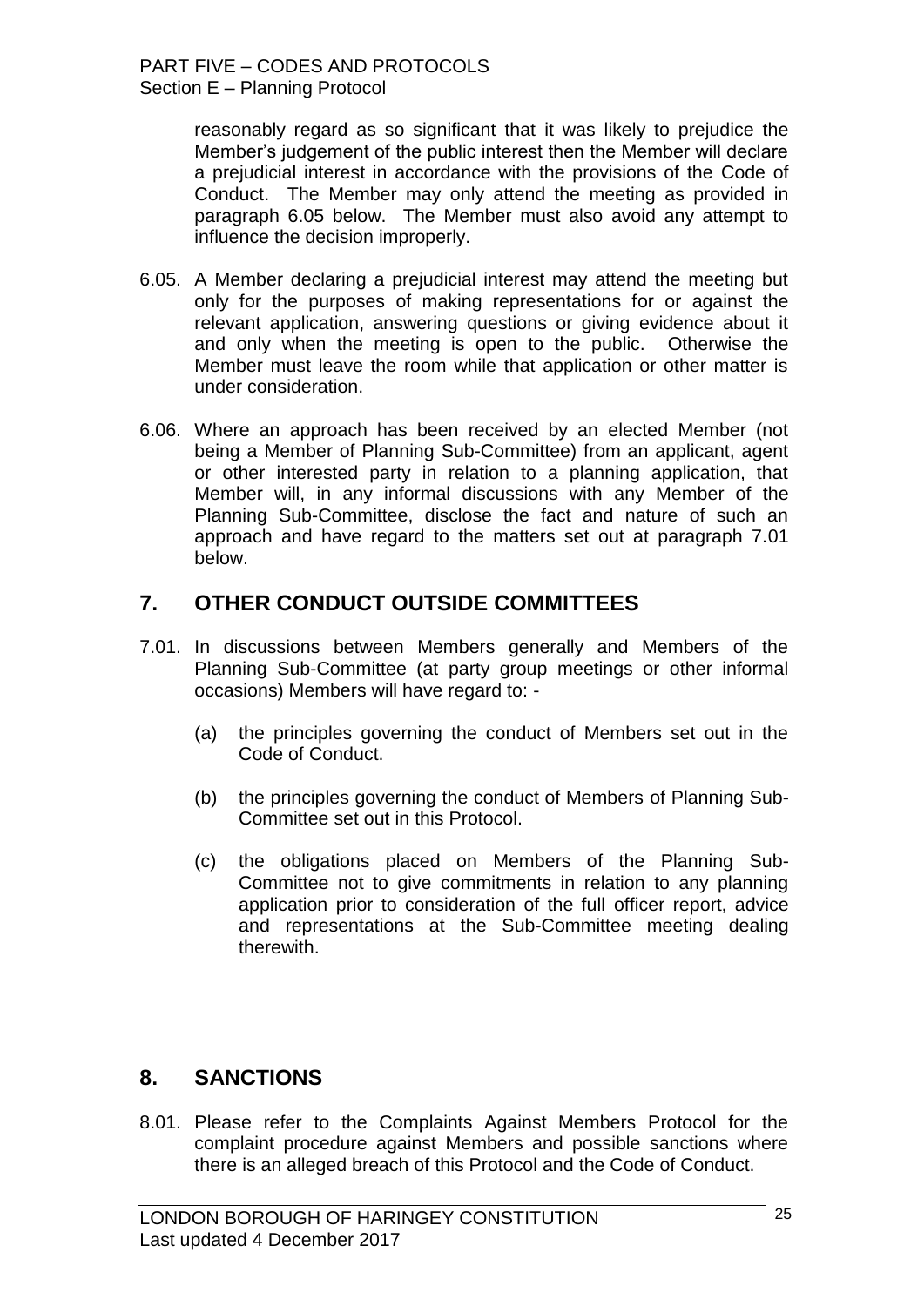reasonably regard as so significant that it was likely to prejudice the Member's judgement of the public interest then the Member will declare a prejudicial interest in accordance with the provisions of the Code of Conduct. The Member may only attend the meeting as provided in paragraph 6.05 below. The Member must also avoid any attempt to influence the decision improperly.

6.05. A Member declaring a prejudicial interest may attend the meeting but only for the purposes of making representations for or against the relevant application, answering questions or giving evidence about it and only when the meeting is open to the public. Otherwise the Member must leave the room while that application or other matter is under consideration.

6.06. Where an approach has been received by an elected Member (not being a Member of Planning Sub-Committee) from an applicant, agent or other interested party in relation to a planning application, that Member will, in any informal discussions with any Member of the Planning Sub-Committee, disclose the fact and nature of such an approach and have regard to the matters set out at paragraph 7.01 below.

## 7. OTHER CONDUCT OUTSIDE COMMITTEES

7.01. In discussions between Members generally and Members of the Planning Sub-Committee (at party group meetings or other informal occasions) Members will have regard to: -

(a) the principles governing the conduct of Members set out in the Code of Conduct.

(b) the principles governing the conduct of Members of Planning Sub-Committee set out in this Protocol.

(c) the obligations placed on Members of the Planning Sub-Committee not to give commitments in relation to any planning application prior to consideration of the full officer report, advice and representations at the Sub-Committee meeting dealing therewith.

## 8. SANCTIONS

8.01. Please refer to the Complaints Against Members Protocol for the complaint procedure against Members and possible sanctions where there is an alleged breach of this Protocol and the Code of Conduct.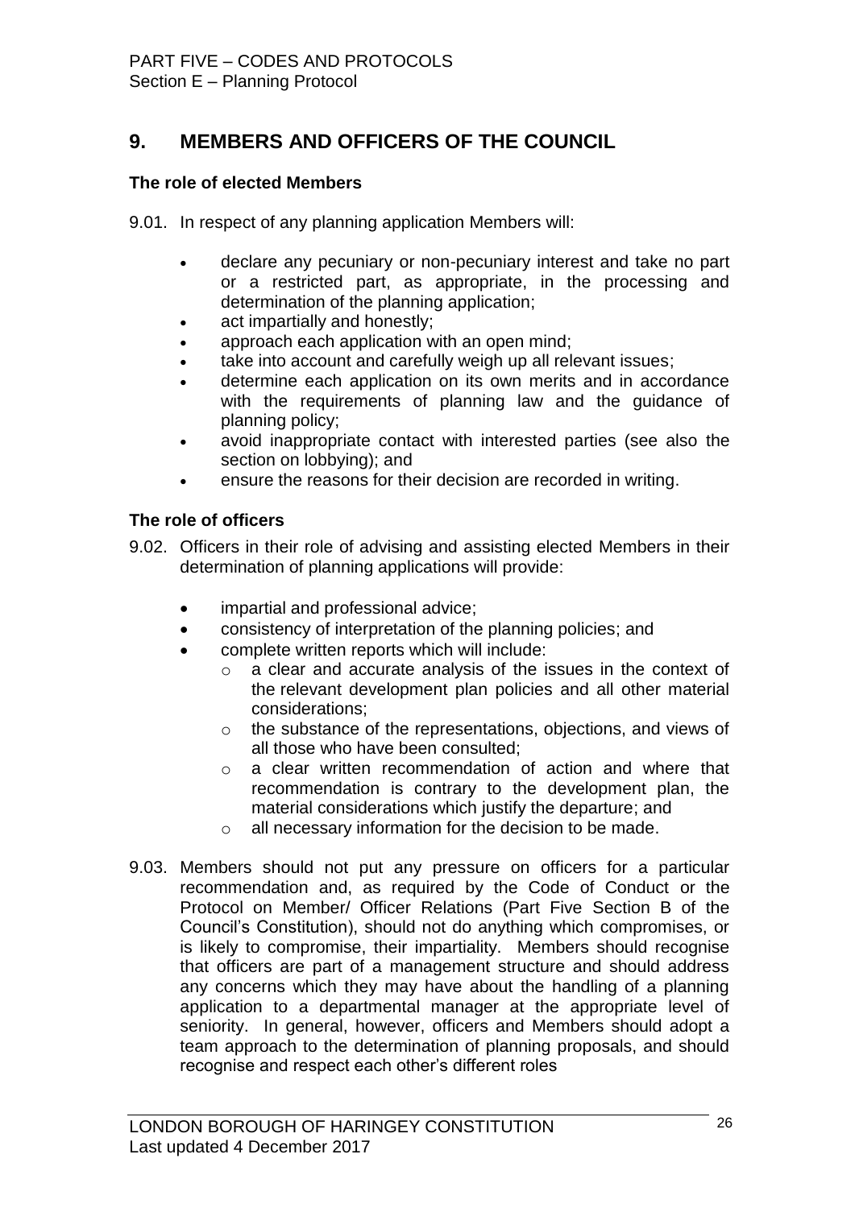## 9. MEMBERS AND OFFICERS OF THE COUNCIL

### The role of elected Members

9.01. In respect of any planning application Members will:

- declare any pecuniary or non-pecuniary interest and take no part or a restricted part, as appropriate, in the processing and determination of the planning application;
- act impartially and honestly;
- approach each application with an open mind;
- take into account and carefully weigh up all relevant issues;
- determine each application on its own merits and in accordance with the requirements of planning law and the guidance of planning policy;
- avoid inappropriate contact with interested parties (see also the section on lobbying); and
- ensure the reasons for their decision are recorded in writing.

### The role of officers

9.02. Officers in their role of advising and assisting elected Members in their determination of planning applications will provide:

- impartial and professional advice;
- consistency of interpretation of the planning policies; and
- complete written reports which will include:
  - a clear and accurate analysis of the issues in the context of the relevant development plan policies and all other material considerations;
  - the substance of the representations, objections, and views of all those who have been consulted;
  - a clear written recommendation of action and where that recommendation is contrary to the development plan, the material considerations which justify the departure; and
  - all necessary information for the decision to be made.

9.03. Members should not put any pressure on officers for a particular recommendation and, as required by the Code of Conduct or the Protocol on Member/ Officer Relations (Part Five Section B of the Council's Constitution), should not do anything which compromises, or is likely to compromise, their impartiality. Members should recognise that officers are part of a management structure and should address any concerns which they may have about the handling of a planning application to a departmental manager at the appropriate level of seniority. In general, however, officers and Members should adopt a team approach to the determination of planning proposals, and should recognise and respect each other's different roles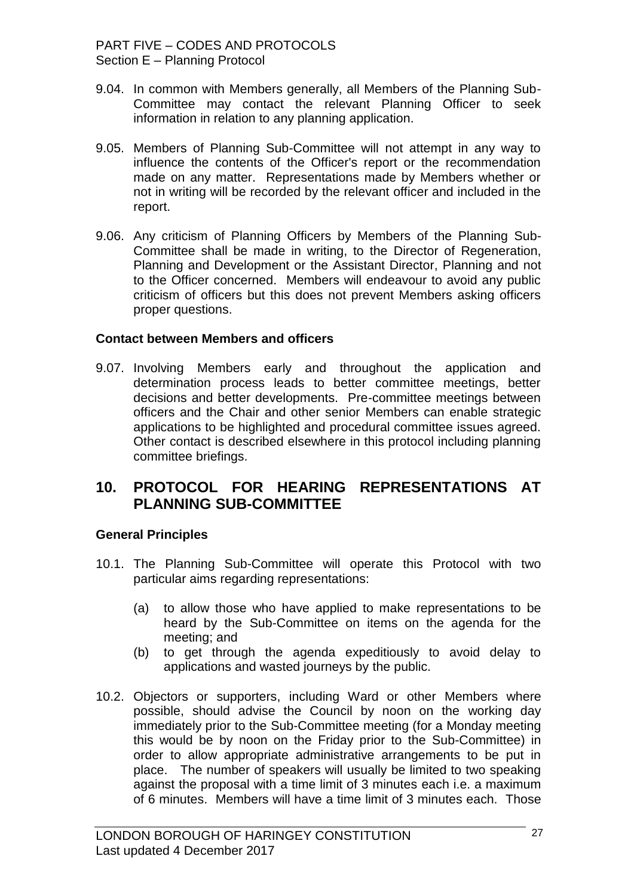9.04. In common with Members generally, all Members of the Planning Sub-Committee may contact the relevant Planning Officer to seek information in relation to any planning application.

9.05. Members of Planning Sub-Committee will not attempt in any way to influence the contents of the Officer's report or the recommendation made on any matter. Representations made by Members whether or not in writing will be recorded by the relevant officer and included in the report.

9.06. Any criticism of Planning Officers by Members of the Planning Sub-Committee shall be made in writing, to the Director of Regeneration, Planning and Development or the Assistant Director, Planning and not to the Officer concerned. Members will endeavour to avoid any public criticism of officers but this does not prevent Members asking officers proper questions.

**Contact between Members and officers**

9.07. Involving Members early and throughout the application and determination process leads to better committee meetings, better decisions and better developments. Pre-committee meetings between officers and the Chair and other senior Members can enable strategic applications to be highlighted and procedural committee issues agreed. Other contact is described elsewhere in this protocol including planning committee briefings.

## 10. PROTOCOL FOR HEARING REPRESENTATIONS AT PLANNING SUB-COMMITTEE

**General Principles**

10.1. The Planning Sub-Committee will operate this Protocol with two particular aims regarding representations:

(a) to allow those who have applied to make representations to be heard by the Sub-Committee on items on the agenda for the meeting; and

(b) to get through the agenda expeditiously to avoid delay to applications and wasted journeys by the public.

10.2. Objectors or supporters, including Ward or other Members where possible, should advise the Council by noon on the working day immediately prior to the Sub-Committee meeting (for a Monday meeting this would be by noon on the Friday prior to the Sub-Committee) in order to allow appropriate administrative arrangements to be put in place. The number of speakers will usually be limited to two speaking against the proposal with a time limit of 3 minutes each i.e. a maximum of 6 minutes. Members will have a time limit of 3 minutes each. Those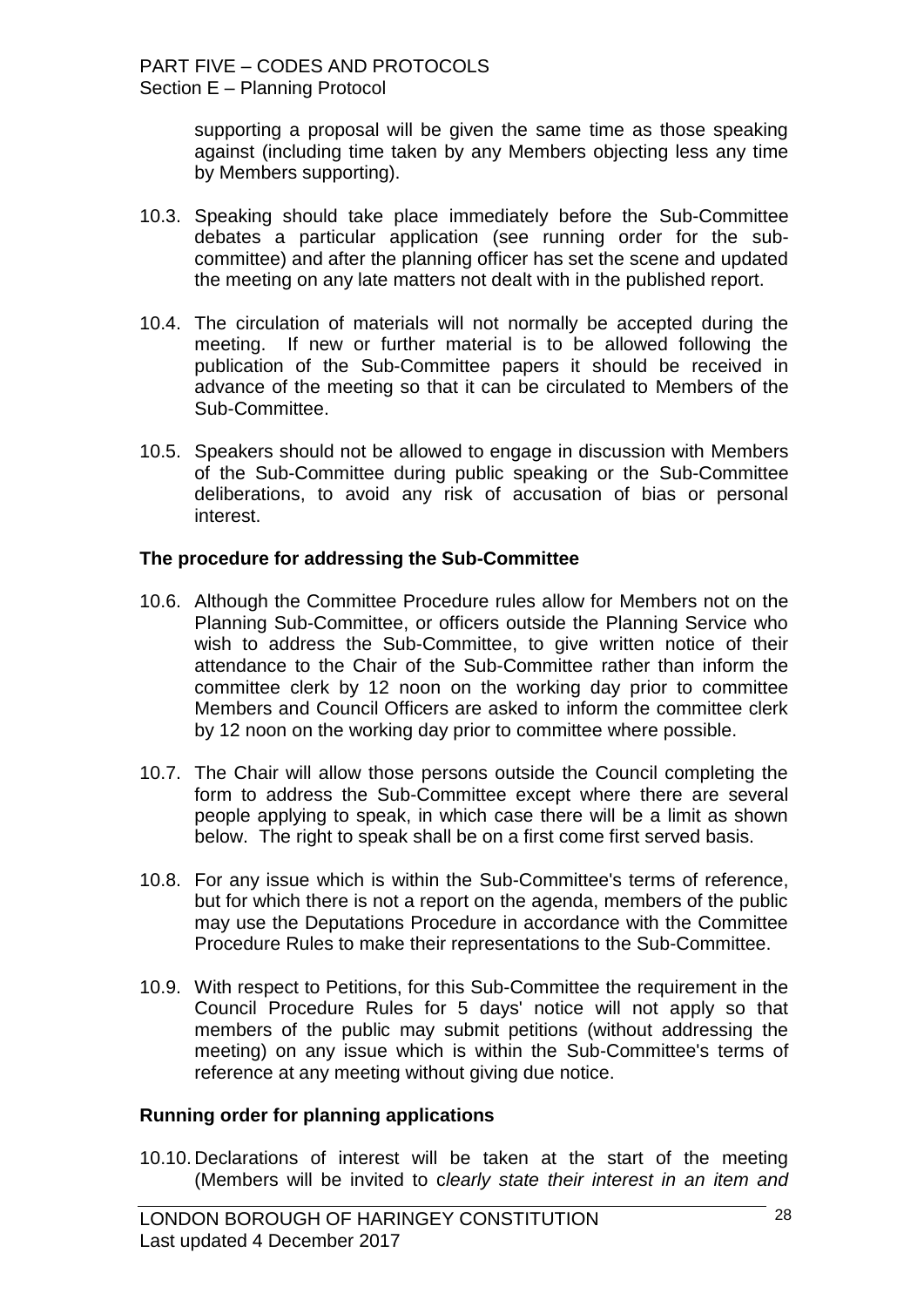supporting a proposal will be given the same time as those speaking against (including time taken by any Members objecting less any time by Members supporting).

10.3. Speaking should take place immediately before the Sub-Committee debates a particular application (see running order for the sub-committee) and after the planning officer has set the scene and updated the meeting on any late matters not dealt with in the published report.

10.4. The circulation of materials will not normally be accepted during the meeting. If new or further material is to be allowed following the publication of the Sub-Committee papers it should be received in advance of the meeting so that it can be circulated to Members of the Sub-Committee.

10.5. Speakers should not be allowed to engage in discussion with Members of the Sub-Committee during public speaking or the Sub-Committee deliberations, to avoid any risk of accusation of bias or personal interest.

**The procedure for addressing the Sub-Committee**

10.6. Although the Committee Procedure rules allow for Members not on the Planning Sub-Committee, or officers outside the Planning Service who wish to address the Sub-Committee, to give written notice of their attendance to the Chair of the Sub-Committee rather than inform the committee clerk by 12 noon on the working day prior to committee Members and Council Officers are asked to inform the committee clerk by 12 noon on the working day prior to committee where possible.

10.7. The Chair will allow those persons outside the Council completing the form to address the Sub-Committee except where there are several people applying to speak, in which case there will be a limit as shown below. The right to speak shall be on a first come first served basis.

10.8. For any issue which is within the Sub-Committee's terms of reference, but for which there is not a report on the agenda, members of the public may use the Deputations Procedure in accordance with the Committee Procedure Rules to make their representations to the Sub-Committee.

10.9. With respect to Petitions, for this Sub-Committee the requirement in the Council Procedure Rules for 5 days' notice will not apply so that members of the public may submit petitions (without addressing the meeting) on any issue which is within the Sub-Committee's terms of reference at any meeting without giving due notice.

**Running order for planning applications**

10.10. Declarations of interest will be taken at the start of the meeting (Members will be invited to c*learly state their interest in an item and*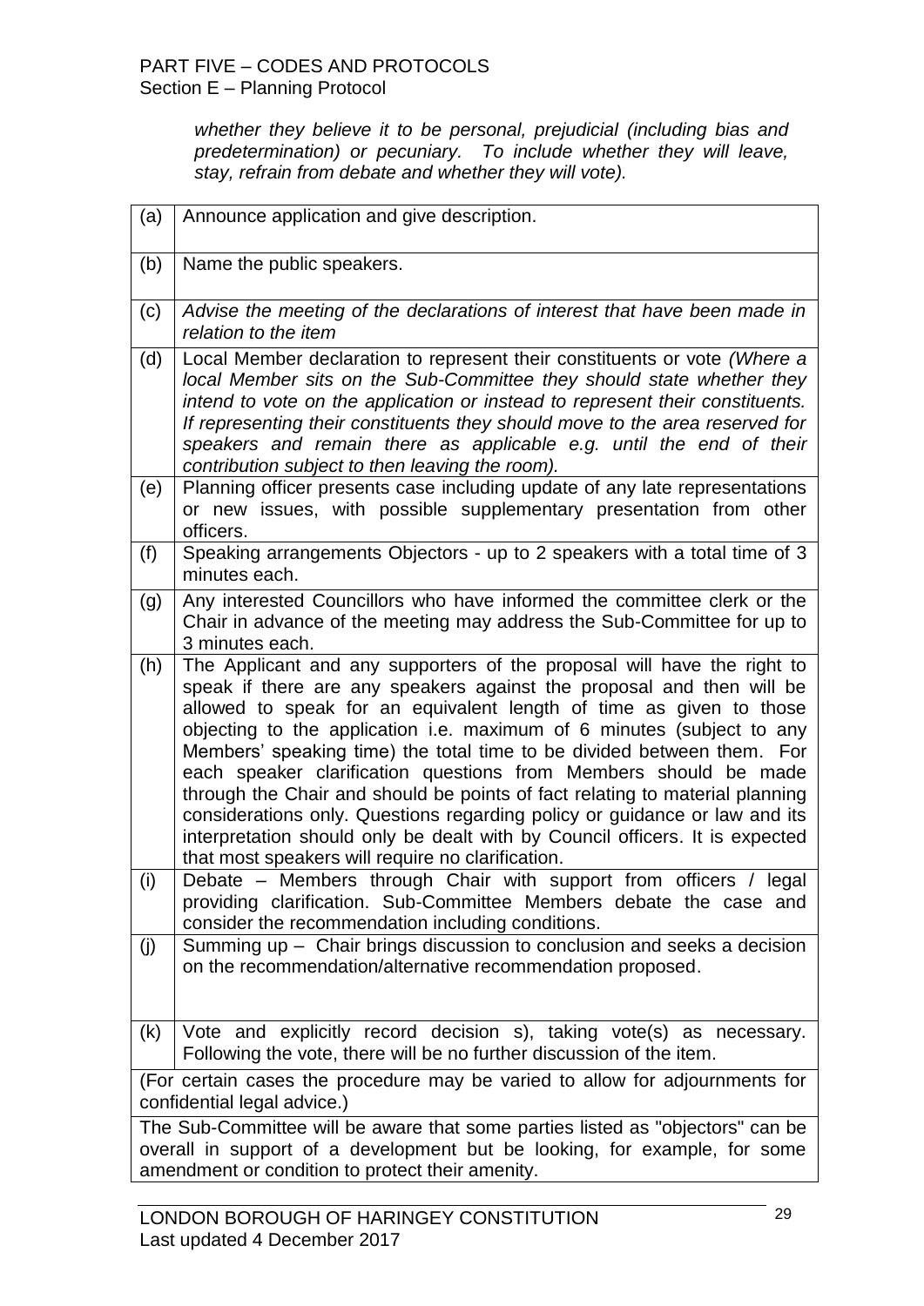*whether they believe it to be personal, prejudicial (including bias and predetermination) or pecuniary. To include whether they will leave, stay, refrain from debate and whether they will vote).*

| | |
|---|---|
| (a) | Announce application and give description. |
| (b) | Name the public speakers. |
| (c) | *Advise the meeting of the declarations of interest that have been made in relation to the item* |
| (d) | Local Member declaration to represent their constituents or vote *(Where a local Member sits on the Sub-Committee they should state whether they intend to vote on the application or instead to represent their constituents. If representing their constituents they should move to the area reserved for speakers and remain there as applicable e.g. until the end of their contribution subject to then leaving the room).* |
| (e) | Planning officer presents case including update of any late representations or new issues, with possible supplementary presentation from other officers. |
| (f) | Speaking arrangements Objectors - up to 2 speakers with a total time of 3 minutes each. |
| (g) | Any interested Councillors who have informed the committee clerk or the Chair in advance of the meeting may address the Sub-Committee for up to 3 minutes each. |
| (h) | The Applicant and any supporters of the proposal will have the right to speak if there are any speakers against the proposal and then will be allowed to speak for an equivalent length of time as given to those objecting to the application i.e. maximum of 6 minutes (subject to any Members' speaking time) the total time to be divided between them. For each speaker clarification questions from Members should be made through the Chair and should be points of fact relating to material planning considerations only. Questions regarding policy or guidance or law and its interpretation should only be dealt with by Council officers. It is expected that most speakers will require no clarification. |
| (i) | Debate – Members through Chair with support from officers / legal providing clarification. Sub-Committee Members debate the case and consider the recommendation including conditions. |
| (j) | Summing up – Chair brings discussion to conclusion and seeks a decision on the recommendation/alternative recommendation proposed. |
| (k) | Vote and explicitly record decision s), taking vote(s) as necessary. Following the vote, there will be no further discussion of the item. |
| (For certain cases the procedure may be varied to allow for adjournments for confidential legal advice.) | |
| The Sub-Committee will be aware that some parties listed as "objectors" can be overall in support of a development but be looking, for example, for some amendment or condition to protect their amenity. | |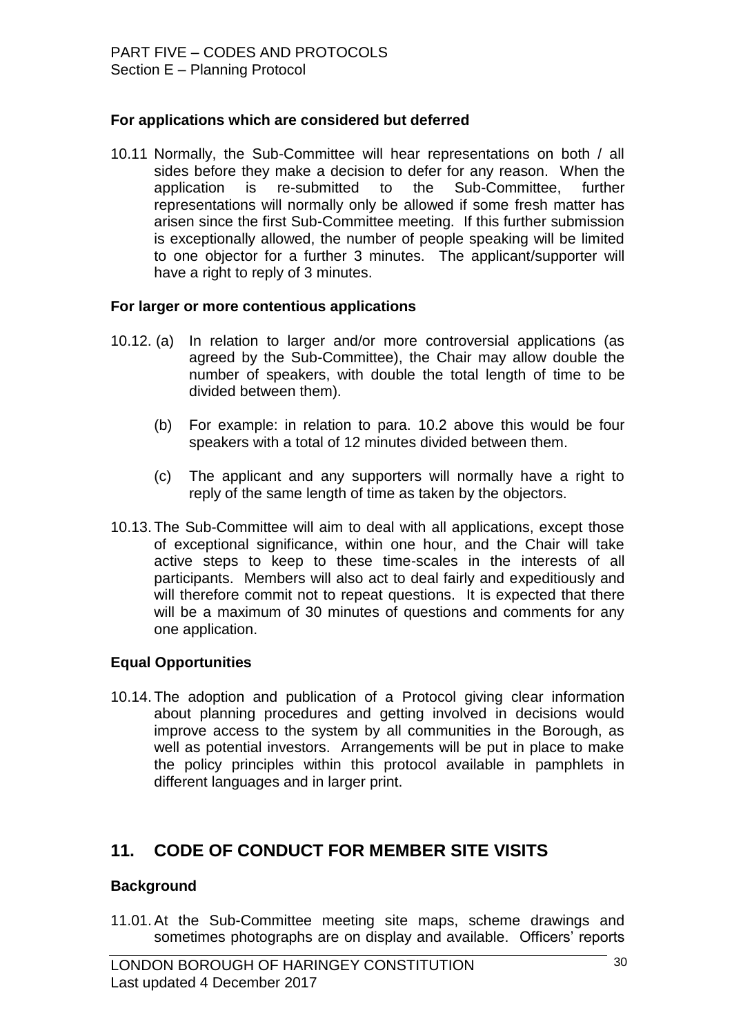### For applications which are considered but deferred

10.11 Normally, the Sub-Committee will hear representations on both / all sides before they make a decision to defer for any reason. When the application is re-submitted to the Sub-Committee, further representations will normally only be allowed if some fresh matter has arisen since the first Sub-Committee meeting. If this further submission is exceptionally allowed, the number of people speaking will be limited to one objector for a further 3 minutes. The applicant/supporter will have a right to reply of 3 minutes.

### For larger or more contentious applications

10.12. (a) In relation to larger and/or more controversial applications (as agreed by the Sub-Committee), the Chair may allow double the number of speakers, with double the total length of time to be divided between them).

(b) For example: in relation to para. 10.2 above this would be four speakers with a total of 12 minutes divided between them.

(c) The applicant and any supporters will normally have a right to reply of the same length of time as taken by the objectors.

10.13. The Sub-Committee will aim to deal with all applications, except those of exceptional significance, within one hour, and the Chair will take active steps to keep to these time-scales in the interests of all participants. Members will also act to deal fairly and expeditiously and will therefore commit not to repeat questions. It is expected that there will be a maximum of 30 minutes of questions and comments for any one application.

### Equal Opportunities

10.14. The adoption and publication of a Protocol giving clear information about planning procedures and getting involved in decisions would improve access to the system by all communities in the Borough, as well as potential investors. Arrangements will be put in place to make the policy principles within this protocol available in pamphlets in different languages and in larger print.

## 11. CODE OF CONDUCT FOR MEMBER SITE VISITS

### Background

11.01. At the Sub-Committee meeting site maps, scheme drawings and sometimes photographs are on display and available. Officers' reports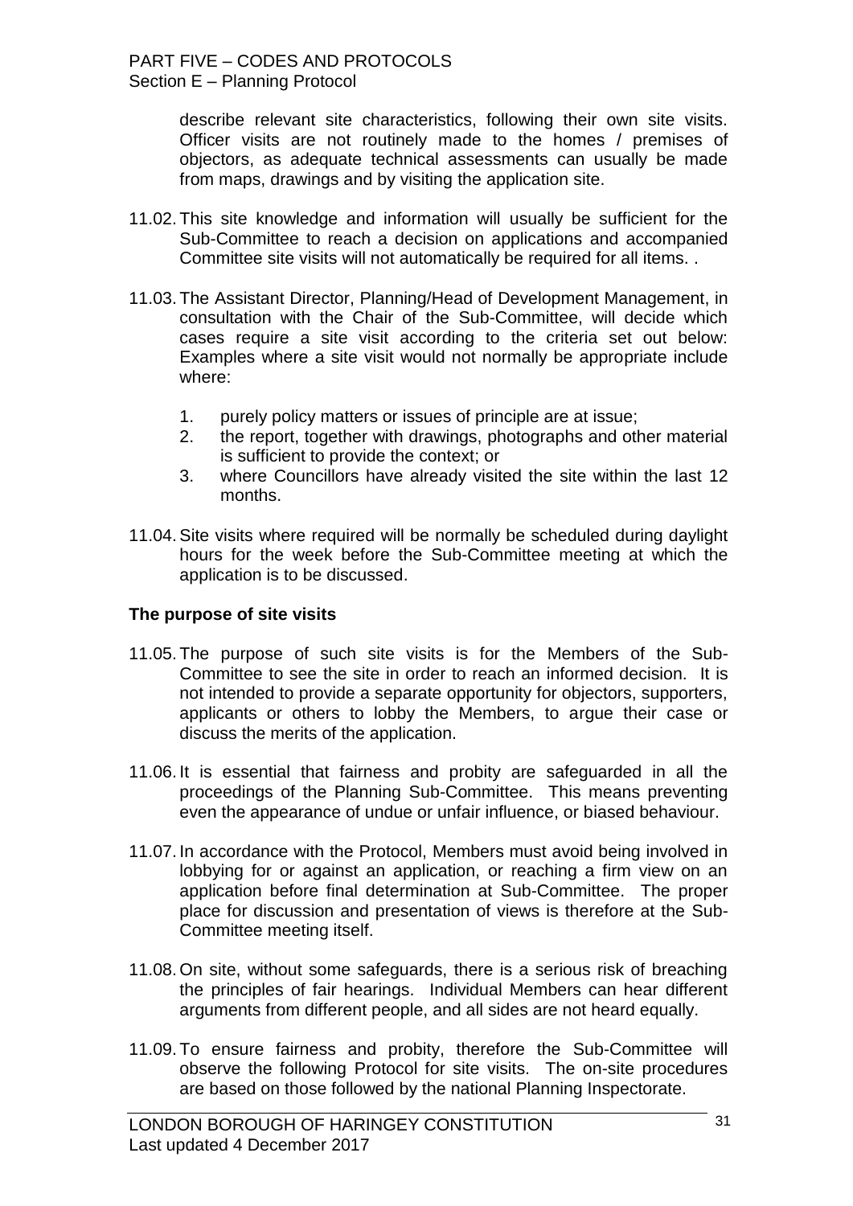describe relevant site characteristics, following their own site visits. Officer visits are not routinely made to the homes / premises of objectors, as adequate technical assessments can usually be made from maps, drawings and by visiting the application site.

11.02. This site knowledge and information will usually be sufficient for the Sub-Committee to reach a decision on applications and accompanied Committee site visits will not automatically be required for all items. .

11.03. The Assistant Director, Planning/Head of Development Management, in consultation with the Chair of the Sub-Committee, will decide which cases require a site visit according to the criteria set out below: Examples where a site visit would not normally be appropriate include where:

1. purely policy matters or issues of principle are at issue;
2. the report, together with drawings, photographs and other material is sufficient to provide the context; or
3. where Councillors have already visited the site within the last 12 months.

11.04. Site visits where required will be normally be scheduled during daylight hours for the week before the Sub-Committee meeting at which the application is to be discussed.

**The purpose of site visits**

11.05. The purpose of such site visits is for the Members of the Sub-Committee to see the site in order to reach an informed decision. It is not intended to provide a separate opportunity for objectors, supporters, applicants or others to lobby the Members, to argue their case or discuss the merits of the application.

11.06. It is essential that fairness and probity are safeguarded in all the proceedings of the Planning Sub-Committee. This means preventing even the appearance of undue or unfair influence, or biased behaviour.

11.07. In accordance with the Protocol, Members must avoid being involved in lobbying for or against an application, or reaching a firm view on an application before final determination at Sub-Committee. The proper place for discussion and presentation of views is therefore at the Sub-Committee meeting itself.

11.08. On site, without some safeguards, there is a serious risk of breaching the principles of fair hearings. Individual Members can hear different arguments from different people, and all sides are not heard equally.

11.09. To ensure fairness and probity, therefore the Sub-Committee will observe the following Protocol for site visits. The on-site procedures are based on those followed by the national Planning Inspectorate.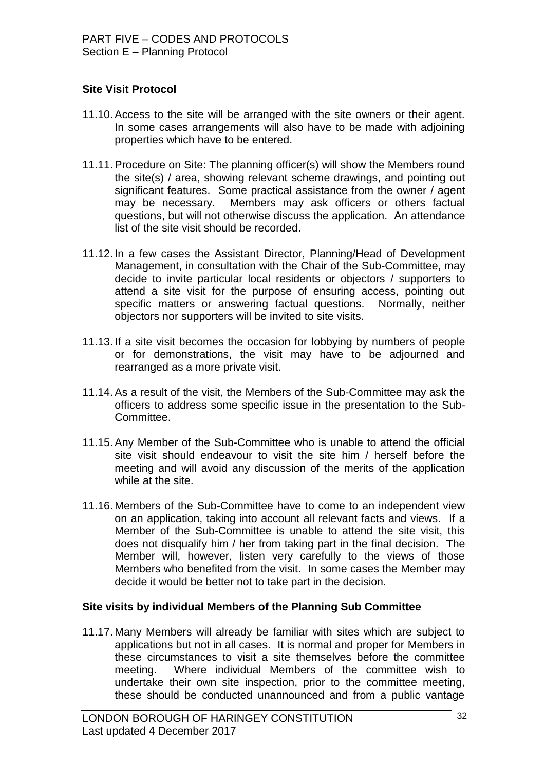## Site Visit Protocol

11.10. Access to the site will be arranged with the site owners or their agent. In some cases arrangements will also have to be made with adjoining properties which have to be entered.

11.11. Procedure on Site: The planning officer(s) will show the Members round the site(s) / area, showing relevant scheme drawings, and pointing out significant features. Some practical assistance from the owner / agent may be necessary. Members may ask officers or others factual questions, but will not otherwise discuss the application. An attendance list of the site visit should be recorded.

11.12. In a few cases the Assistant Director, Planning/Head of Development Management, in consultation with the Chair of the Sub-Committee, may decide to invite particular local residents or objectors / supporters to attend a site visit for the purpose of ensuring access, pointing out specific matters or answering factual questions. Normally, neither objectors nor supporters will be invited to site visits.

11.13. If a site visit becomes the occasion for lobbying by numbers of people or for demonstrations, the visit may have to be adjourned and rearranged as a more private visit.

11.14. As a result of the visit, the Members of the Sub-Committee may ask the officers to address some specific issue in the presentation to the Sub-Committee.

11.15. Any Member of the Sub-Committee who is unable to attend the official site visit should endeavour to visit the site him / herself before the meeting and will avoid any discussion of the merits of the application while at the site.

11.16. Members of the Sub-Committee have to come to an independent view on an application, taking into account all relevant facts and views. If a Member of the Sub-Committee is unable to attend the site visit, this does not disqualify him / her from taking part in the final decision. The Member will, however, listen very carefully to the views of those Members who benefited from the visit. In some cases the Member may decide it would be better not to take part in the decision.

## Site visits by individual Members of the Planning Sub Committee

11.17. Many Members will already be familiar with sites which are subject to applications but not in all cases. It is normal and proper for Members in these circumstances to visit a site themselves before the committee meeting. Where individual Members of the committee wish to undertake their own site inspection, prior to the committee meeting, these should be conducted unannounced and from a public vantage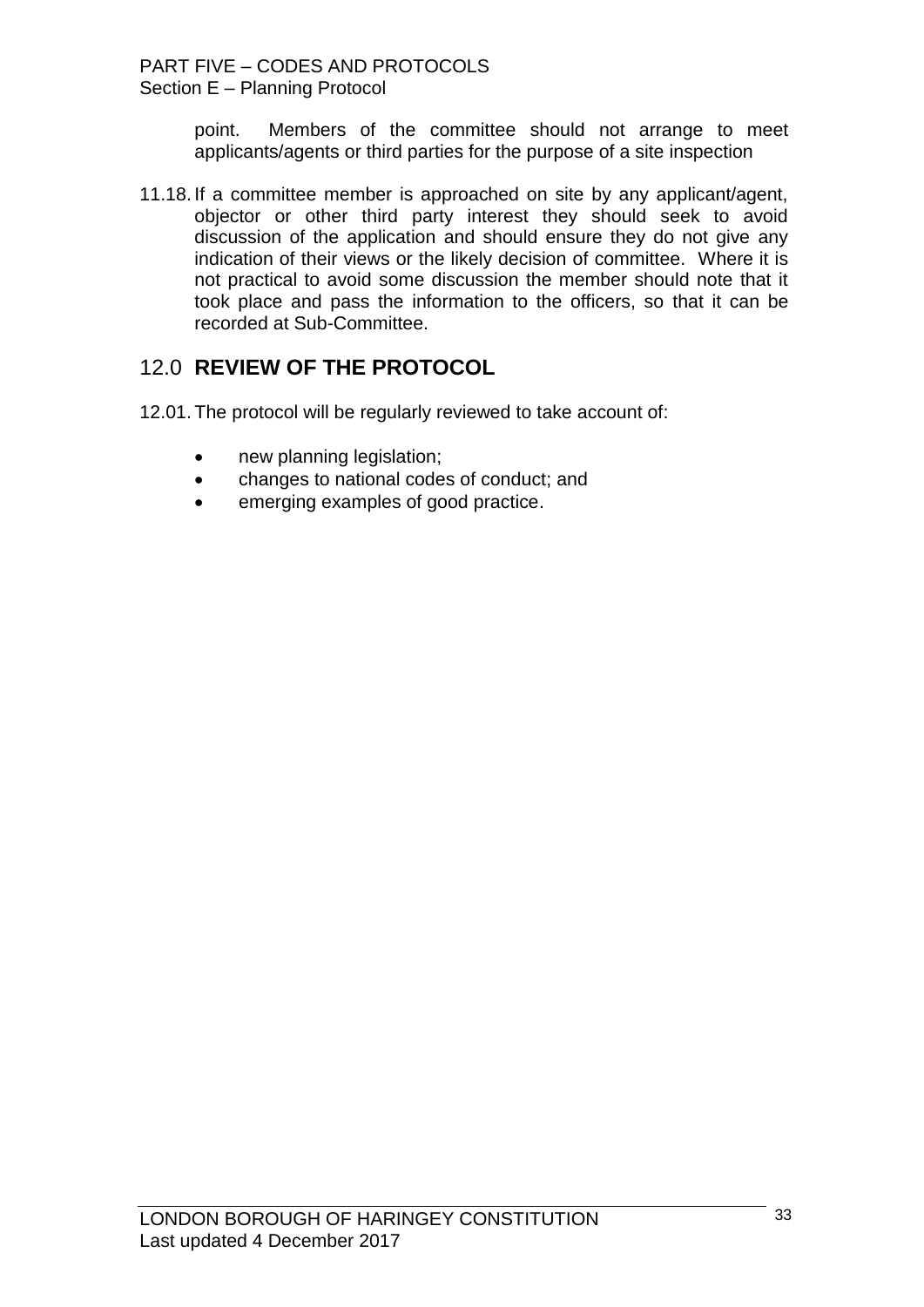point. Members of the committee should not arrange to meet applicants/agents or third parties for the purpose of a site inspection

11.18. If a committee member is approached on site by any applicant/agent, objector or other third party interest they should seek to avoid discussion of the application and should ensure they do not give any indication of their views or the likely decision of committee. Where it is not practical to avoid some discussion the member should note that it took place and pass the information to the officers, so that it can be recorded at Sub-Committee.

## 12.0 **REVIEW OF THE PROTOCOL**

12.01. The protocol will be regularly reviewed to take account of:

- new planning legislation;
- changes to national codes of conduct; and
- emerging examples of good practice.